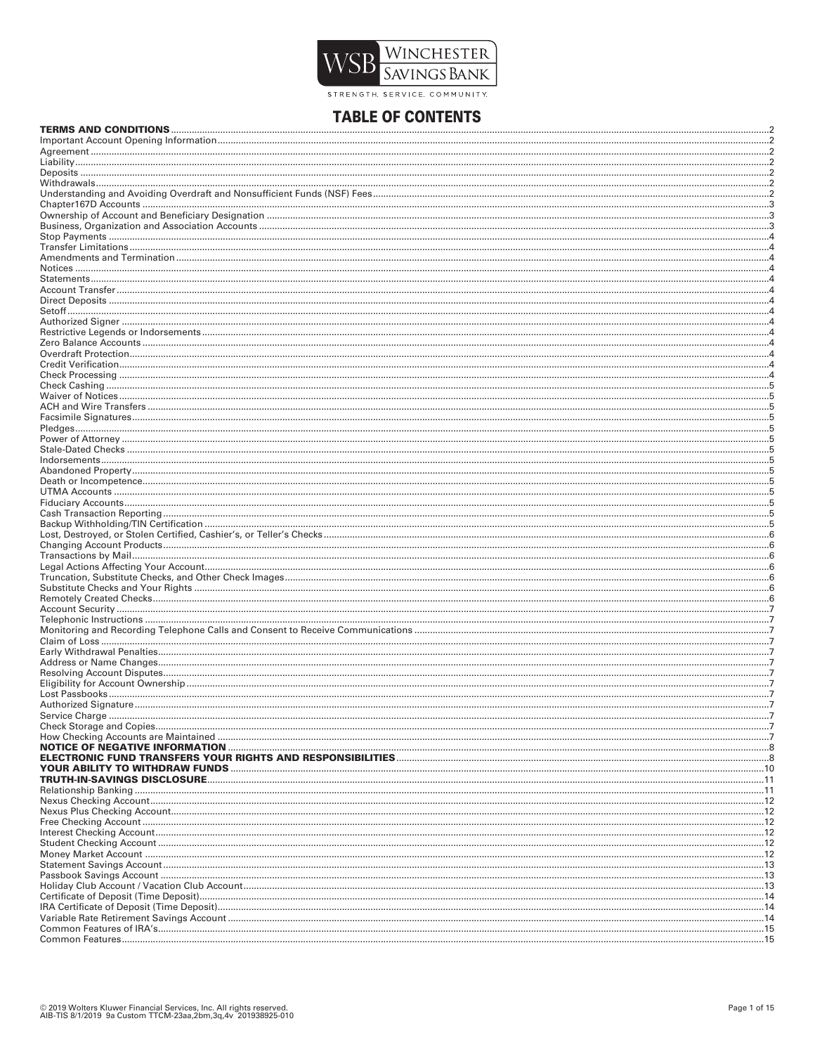WSB Winchester Savings Bank

STRENGTH. SERVICE. COMMUNITY.

# TABLE OF CONTENTS

**TERMS AND CONDITIONS** ....2
Important Account Opening Information ....2
Agreement ....2
Liability ....2
Deposits ....2
Withdrawals ....2
Understanding and Avoiding Overdraft and Nonsufficient Funds (NSF) Fees ....2
Chapter167D Accounts ....3
Ownership of Account and Beneficiary Designation ....3
Business, Organization and Association Accounts ....3
Stop Payments ....4
Transfer Limitations ....4
Amendments and Termination ....4
Notices ....4
Statements ....4
Account Transfer ....4
Direct Deposits ....4
Setoff ....4
Authorized Signer ....4
Restrictive Legends or Indorsements ....4
Zero Balance Accounts ....4
Overdraft Protection ....4
Credit Verification ....4
Check Processing ....4
Check Cashing ....5
Waiver of Notices ....5
ACH and Wire Transfers ....5
Facsimile Signatures ....5
Pledges ....5
Power of Attorney ....5
Stale-Dated Checks ....5
Indorsements ....5
Abandoned Property ....5
Death or Incompetence ....5
UTMA Accounts ....5
Fiduciary Accounts ....5
Cash Transaction Reporting ....5
Backup Withholding/TIN Certification ....5
Lost, Destroyed, or Stolen Certified, Cashier's, or Teller's Checks ....6
Changing Account Products ....6
Transactions by Mail ....6
Legal Actions Affecting Your Account ....6
Truncation, Substitute Checks, and Other Check Images ....6
Substitute Checks and Your Rights ....6
Remotely Created Checks ....6
Account Security ....7
Telephonic Instructions ....7
Monitoring and Recording Telephone Calls and Consent to Receive Communications ....7
Claim of Loss ....7
Early Withdrawal Penalties ....7
Address or Name Changes ....7
Resolving Account Disputes ....7
Eligibility for Account Ownership ....7
Lost Passbooks ....7
Authorized Signature ....7
Service Charge ....7
Check Storage and Copies ....7
How Checking Accounts are Maintained ....7
**NOTICE OF NEGATIVE INFORMATION** ....8
**ELECTRONIC FUND TRANSFERS YOUR RIGHTS AND RESPONSIBILITIES** ....8
**YOUR ABILITY TO WITHDRAW FUNDS** ....10
**TRUTH-IN-SAVINGS DISCLOSURE** ....11
Relationship Banking ....11
Nexus Checking Account ....12
Nexus Plus Checking Account ....12
Free Checking Account ....12
Interest Checking Account ....12
Student Checking Account ....12
Money Market Account ....12
Statement Savings Account ....13
Passbook Savings Account ....13
Holiday Club Account / Vacation Club Account ....13
Certificate of Deposit (Time Deposit) ....14
IRA Certificate of Deposit (Time Deposit) ....14
Variable Rate Retirement Savings Account ....14
Common Features of IRA's ....15
Common Features ....15

© 2019 Wolters Kluwer Financial Services, Inc. All rights reserved.
AIB-TIS 8/1/2019 9a Custom TTCM-23aa,2bm,3q,4v 201938925-010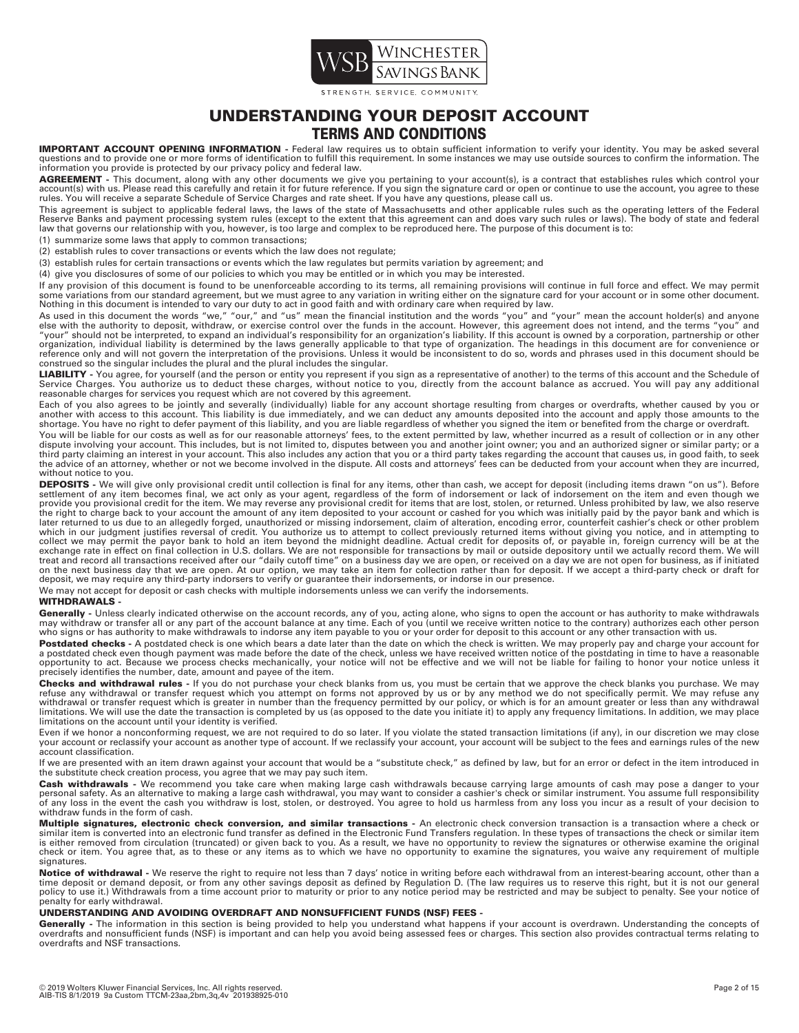# UNDERSTANDING YOUR DEPOSIT ACCOUNT

## TERMS AND CONDITIONS

**IMPORTANT ACCOUNT OPENING INFORMATION -** Federal law requires us to obtain sufficient information to verify your identity. You may be asked several questions and to provide one or more forms of identification to fulfill this requirement. In some instances we may use outside sources to confirm the information. The information you provide is protected by our privacy policy and federal law.

**AGREEMENT -** This document, along with any other documents we give you pertaining to your account(s), is a contract that establishes rules which control your account(s) with us. Please read this carefully and retain it for future reference. If you sign the signature card or open or continue to use the account, you agree to these rules. You will receive a separate Schedule of Service Charges and rate sheet. If you have any questions, please call us.

This agreement is subject to applicable federal laws, the laws of the state of Massachusetts and other applicable rules such as the operating letters of the Federal Reserve Banks and payment processing system rules (except to the extent that this agreement can and does vary such rules or laws). The body of state and federal law that governs our relationship with you, however, is too large and complex to be reproduced here. The purpose of this document is to:

(1) summarize some laws that apply to common transactions;

(2) establish rules to cover transactions or events which the law does not regulate;

(3) establish rules for certain transactions or events which the law regulates but permits variation by agreement; and

(4) give you disclosures of some of our policies to which you may be entitled or in which you may be interested.

If any provision of this document is found to be unenforceable according to its terms, all remaining provisions will continue in full force and effect. We may permit some variations from our standard agreement, but we must agree to any variation in writing either on the signature card for your account or in some other document. Nothing in this document is intended to vary our duty to act in good faith and with ordinary care when required by law.

As used in this document the words "we," "our," and "us" mean the financial institution and the words "you" and "your" mean the account holder(s) and anyone else with the authority to deposit, withdraw, or exercise control over the funds in the account. However, this agreement does not intend, and the terms "you" and "your" should not be interpreted, to expand an individual's responsibility for an organization's liability. If this account is owned by a corporation, partnership or other organization, individual liability is determined by the laws generally applicable to that type of organization. The headings in this document are for convenience or reference only and will not govern the interpretation of the provisions. Unless it would be inconsistent to do so, words and phrases used in this document should be construed so the singular includes the plural and the plural includes the singular.

**LIABILITY -** You agree, for yourself (and the person or entity you represent if you sign as a representative of another) to the terms of this account and the Schedule of Service Charges. You authorize us to deduct these charges, without notice to you, directly from the account balance as accrued. You will pay any additional reasonable charges for services you request which are not covered by this agreement.

Each of you also agrees to be jointly and severally (individually) liable for any account shortage resulting from charges or overdrafts, whether caused by you or another with access to this account. This liability is due immediately, and we can deduct any amounts deposited into the account and apply those amounts to the shortage. You have no right to defer payment of this liability, and you are liable regardless of whether you signed the item or benefited from the charge or overdraft.

You will be liable for our costs as well as for our reasonable attorneys' fees, to the extent permitted by law, whether incurred as a result of collection or in any other dispute involving your account. This includes, but is not limited to, disputes between you and another joint owner; you and an authorized signer or similar party; or a third party claiming an interest in your account. This also includes any action that you or a third party takes regarding the account that causes us, in good faith, to seek the advice of an attorney, whether or not we become involved in the dispute. All costs and attorneys' fees can be deducted from your account when they are incurred, without notice to you.

**DEPOSITS -** We will give only provisional credit until collection is final for any items, other than cash, we accept for deposit (including items drawn "on us"). Before settlement of any item becomes final, we act only as your agent, regardless of the form of indorsement or lack of indorsement on the item and even though we provide you provisional credit for the item. We may reverse any provisional credit for items that are lost, stolen, or returned. Unless prohibited by law, we also reserve the right to charge back to your account the amount of any item deposited to your account or cashed for you which was initially paid by the payor bank and which is later returned to us due to an allegedly forged, unauthorized or missing indorsement, claim of alteration, encoding error, counterfeit cashier's check or other problem which in our judgment justifies reversal of credit. You authorize us to attempt to collect previously returned items without giving you notice, and in attempting to collect we may permit the payor bank to hold an item beyond the midnight deadline. Actual credit for deposits of, or payable in, foreign currency will be at the exchange rate in effect on final collection in U.S. dollars. We are not responsible for transactions by mail or outside depository until we actually record them. We will treat and record all transactions received after our "daily cutoff time" on a business day we are open, or received on a day we are not open for business, as if initiated on the next business day that we are open. At our option, we may take an item for collection rather than for deposit. If we accept a third-party check or draft for deposit, we may require any third-party indorsers to verify or guarantee their indorsements, or indorse in our presence.

We may not accept for deposit or cash checks with multiple indorsements unless we can verify the indorsements.

**WITHDRAWALS -**

**Generally -** Unless clearly indicated otherwise on the account records, any of you, acting alone, who signs to open the account or has authority to make withdrawals may withdraw or transfer all or any part of the account balance at any time. Each of you (until we receive written notice to the contrary) authorizes each other person who signs or has authority to make withdrawals to indorse any item payable to you or your order for deposit to this account or any other transaction with us.

**Postdated checks -** A postdated check is one which bears a date later than the date on which the check is written. We may properly pay and charge your account for a postdated check even though payment was made before the date of the check, unless we have received written notice of the postdating in time to have a reasonable opportunity to act. Because we process checks mechanically, your notice will not be effective and we will not be liable for failing to honor your notice unless it precisely identifies the number, date, amount and payee of the item.

**Checks and withdrawal rules -** If you do not purchase your check blanks from us, you must be certain that we approve the check blanks you purchase. We may refuse any withdrawal or transfer request which you attempt on forms not approved by us or by any method we do not specifically permit. We may refuse any withdrawal or transfer request which is greater in number than the frequency permitted by our policy, or which is for an amount greater or less than any withdrawal limitations. We will use the date the transaction is completed by us (as opposed to the date you initiate it) to apply any frequency limitations. In addition, we may place limitations on the account until your identity is verified.

Even if we honor a nonconforming request, we are not required to do so later. If you violate the stated transaction limitations (if any), in our discretion we may close your account or reclassify your account as another type of account. If we reclassify your account, your account will be subject to the fees and earnings rules of the new account classification.

If we are presented with an item drawn against your account that would be a "substitute check," as defined by law, but for an error or defect in the item introduced in the substitute check creation process, you agree that we may pay such item.

**Cash withdrawals -** We recommend you take care when making large cash withdrawals because carrying large amounts of cash may pose a danger to your personal safety. As an alternative to making a large cash withdrawal, you may want to consider a cashier's check or similar instrument. You assume full responsibility of any loss in the event the cash you withdraw is lost, stolen, or destroyed. You agree to hold us harmless from any loss you incur as a result of your decision to withdraw funds in the form of cash.

**Multiple signatures, electronic check conversion, and similar transactions -** An electronic check conversion transaction is a transaction where a check or similar item is converted into an electronic fund transfer as defined in the Electronic Fund Transfers regulation. In these types of transactions the check or similar item is either removed from circulation (truncated) or given back to you. As a result, we have no opportunity to review the signatures or otherwise examine the original check or item. You agree that, as to these or any items as to which we have no opportunity to examine the signatures, you waive any requirement of multiple signatures.

**Notice of withdrawal -** We reserve the right to require not less than 7 days' notice in writing before each withdrawal from an interest-bearing account, other than a time deposit or demand deposit, or from any other savings deposit as defined by Regulation D. (The law requires us to reserve this right, but it is not our general policy to use it.) Withdrawals from a time account prior to maturity or prior to any notice period may be restricted and may be subject to penalty. See your notice of penalty for early withdrawal.

**UNDERSTANDING AND AVOIDING OVERDRAFT AND NONSUFFICIENT FUNDS (NSF) FEES -**

**Generally -** The information in this section is being provided to help you understand what happens if your account is overdrawn. Understanding the concepts of overdrafts and nonsufficient funds (NSF) is important and can help you avoid being assessed fees or charges. This section also provides contractual terms relating to overdrafts and NSF transactions.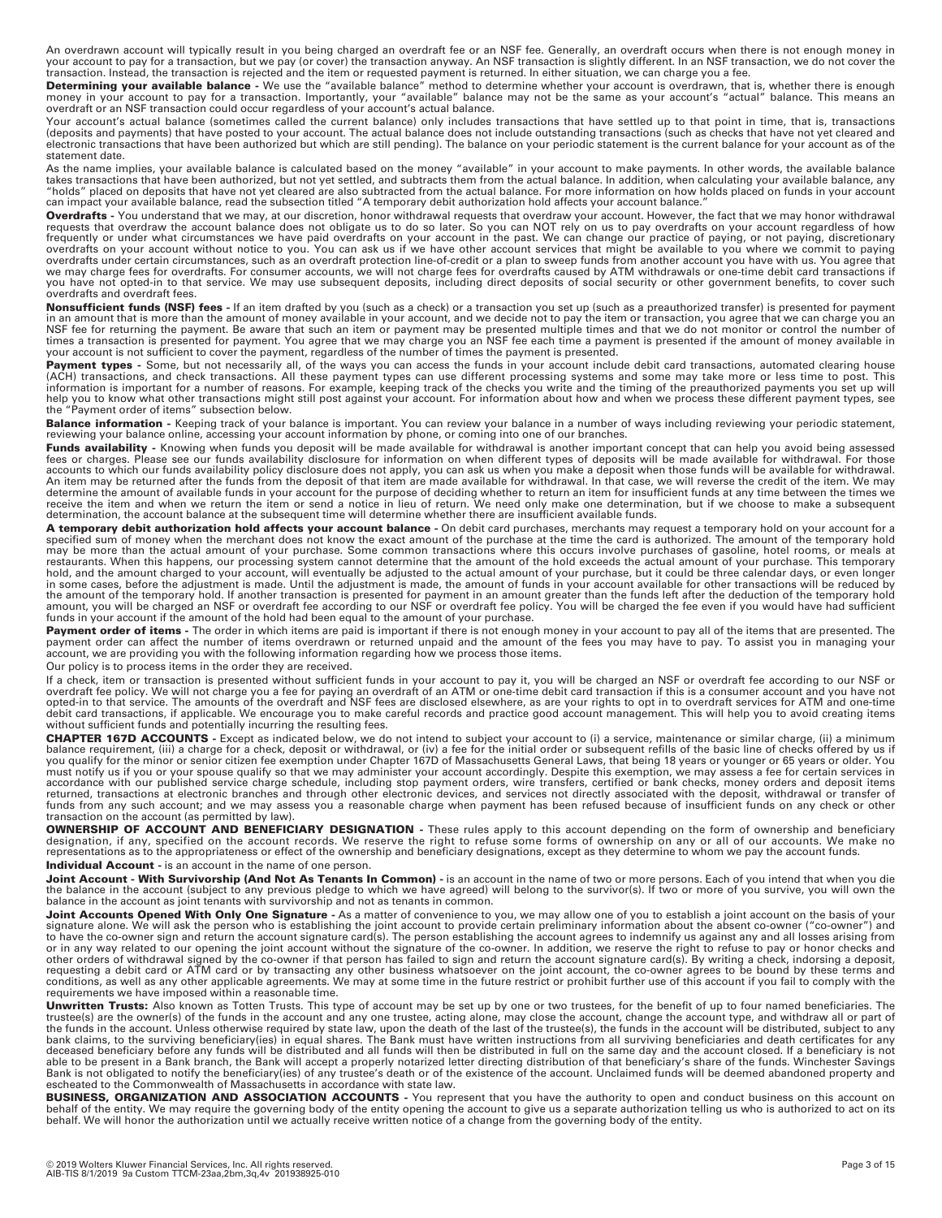An overdrawn account will typically result in you being charged an overdraft fee or an NSF fee. Generally, an overdraft occurs when there is not enough money in your account to pay for a transaction, but we pay (or cover) the transaction anyway. An NSF transaction is slightly different. In an NSF transaction, we do not cover the transaction. Instead, the transaction is rejected and the item or requested payment is returned. In either situation, we can charge you a fee.

**Determining your available balance -** We use the "available balance" method to determine whether your account is overdrawn, that is, whether there is enough money in your account to pay for a transaction. Importantly, your "available" balance may not be the same as your account's "actual" balance. This means an overdraft or an NSF transaction could occur regardless of your account's actual balance.

Your account's actual balance (sometimes called the current balance) only includes transactions that have settled up to that point in time, that is, transactions (deposits and payments) that have posted to your account. The actual balance does not include outstanding transactions (such as checks that have not yet cleared and electronic transactions that have been authorized but which are still pending). The balance on your periodic statement is the current balance for your account as of the statement date.

As the name implies, your available balance is calculated based on the money "available" in your account to make payments. In other words, the available balance takes transactions that have been authorized, but not yet settled, and subtracts them from the actual balance. In addition, when calculating your available balance, any "holds" placed on deposits that have not yet cleared are also subtracted from the actual balance. For more information on how holds placed on funds in your account can impact your available balance, read the subsection titled "A temporary debit authorization hold affects your account balance."

**Overdrafts -** You understand that we may, at our discretion, honor withdrawal requests that overdraw your account. However, the fact that we may honor withdrawal requests that overdraw the account balance does not obligate us to do so later. So you can NOT rely on us to pay overdrafts on your account regardless of how frequently or under what circumstances we have paid overdrafts on your account in the past. We can change our practice of paying, or not paying, discretionary overdrafts on your account without notice to you. You can ask us if we have other account services that might be available to you where we commit to paying overdrafts under certain circumstances, such as an overdraft protection line-of-credit or a plan to sweep funds from another account you have with us. You agree that we may charge fees for overdrafts. For consumer accounts, we will not charge fees for overdrafts caused by ATM withdrawals or one-time debit card transactions if you have not opted-in to that service. We may use subsequent deposits, including direct deposits of social security or other government benefits, to cover such overdrafts and overdraft fees.

**Nonsufficient funds (NSF) fees -** If an item drafted by you (such as a check) or a transaction you set up (such as a preauthorized transfer) is presented for payment in an amount that is more than the amount of money available in your account, and we decide not to pay the item or transaction, you agree that we can charge you an NSF fee for returning the payment. Be aware that such an item or payment may be presented multiple times and that we do not monitor or control the number of times a transaction is presented for payment. You agree that we may charge you an NSF fee each time a payment is presented if the amount of money available in your account is not sufficient to cover the payment, regardless of the number of times the payment is presented.

**Payment types -** Some, but not necessarily all, of the ways you can access the funds in your account include debit card transactions, automated clearing house (ACH) transactions, and check transactions. All these payment types can use different processing systems and some may take more or less time to post. This information is important for a number of reasons. For example, keeping track of the checks you write and the timing of the preauthorized payments you set up will help you to know what other transactions might still post against your account. For information about how and when we process these different payment types, see the "Payment order of items" subsection below.

**Balance information -** Keeping track of your balance is important. You can review your balance in a number of ways including reviewing your periodic statement, reviewing your balance online, accessing your account information by phone, or coming into one of our branches.

**Funds availability -** Knowing when funds you deposit will be made available for withdrawal is another important concept that can help you avoid being assessed fees or charges. Please see our funds availability disclosure for information on when different types of deposits will be made available for withdrawal. For those accounts to which our funds availability policy disclosure does not apply, you can ask us when you make a deposit when those funds will be available for withdrawal. An item may be returned after the funds from the deposit of that item are made available for withdrawal. In that case, we will reverse the credit of the item. We may determine the amount of available funds in your account for the purpose of deciding whether to return an item for insufficient funds at any time between the times we receive the item and when we return the item or send a notice in lieu of return. We need only make one determination, but if we choose to make a subsequent determination, the account balance at the subsequent time will determine whether there are insufficient available funds.

**A temporary debit authorization hold affects your account balance -** On debit card purchases, merchants may request a temporary hold on your account for a specified sum of money when the merchant does not know the exact amount of the purchase at the time the card is authorized. The amount of the temporary hold may be more than the actual amount of your purchase. Some common transactions where this occurs involve purchases of gasoline, hotel rooms, or meals at restaurants. When this happens, our processing system cannot determine that the amount of the hold exceeds the actual amount of your purchase. This temporary hold, and the amount charged to your account, will eventually be adjusted to the actual amount of your purchase, but it could be three calendar days, or even longer in some cases, before the adjustment is made. Until the adjustment is made, the amount of funds in your account available for other transactions will be reduced by the amount of the temporary hold. If another transaction is presented for payment in an amount greater than the funds left after the deduction of the temporary hold amount, you will be charged an NSF or overdraft fee according to our NSF or overdraft fee policy. You will be charged the fee even if you would have had sufficient funds in your account if the amount of the hold had been equal to the amount of your purchase.

**Payment order of items -** The order in which items are paid is important if there is not enough money in your account to pay all of the items that are presented. The payment order can affect the number of items overdrawn or returned unpaid and the amount of the fees you may have to pay. To assist you in managing your account, we are providing you with the following information regarding how we process those items.

Our policy is to process items in the order they are received.

If a check, item or transaction is presented without sufficient funds in your account to pay it, you will be charged an NSF or overdraft fee according to our NSF or overdraft fee policy. We will not charge you a fee for paying an overdraft of an ATM or one-time debit card transaction if this is a consumer account and you have not opted-in to that service. The amounts of the overdraft and NSF fees are disclosed elsewhere, as are your rights to opt in to overdraft services for ATM and one-time debit card transactions, if applicable. We encourage you to make careful records and practice good account management. This will help you to avoid creating items without sufficient funds and potentially incurring the resulting fees.

**CHAPTER 167D ACCOUNTS -** Except as indicated below, we do not intend to subject your account to (i) a service, maintenance or similar charge, (ii) a minimum balance requirement, (iii) a charge for a check, deposit or withdrawal, or (iv) a fee for the initial order or subsequent refills of the basic line of checks offered by us if you qualify for the minor or senior citizen fee exemption under Chapter 167D of Massachusetts General Laws, that being 18 years or younger or 65 years or older. You must notify us if you or your spouse qualify so that we may administer your account accordingly. Despite this exemption, we may assess a fee for certain services in accordance with our published service charge schedule, including stop payment orders, wire transfers, certified or bank checks, money orders and deposit items returned, transactions at electronic branches and through other electronic devices, and services not directly associated with the deposit, withdrawal or transfer of funds from any such account; and we may assess you a reasonable charge when payment has been refused because of insufficient funds on any check or other transaction on the account (as permitted by law).

**OWNERSHIP OF ACCOUNT AND BENEFICIARY DESIGNATION -** These rules apply to this account depending on the form of ownership and beneficiary designation, if any, specified on the account records. We reserve the right to refuse some forms of ownership on any or all of our accounts. We make no representations as to the appropriateness or effect of the ownership and beneficiary designations, except as they determine to whom we pay the account funds.

**Individual Account -** is an account in the name of one person.

**Joint Account - With Survivorship (And Not As Tenants In Common) -** is an account in the name of two or more persons. Each of you intend that when you die the balance in the account (subject to any previous pledge to which we have agreed) will belong to the survivor(s). If two or more of you survive, you will own the balance in the account as joint tenants with survivorship and not as tenants in common.

**Joint Accounts Opened With Only One Signature -** As a matter of convenience to you, we may allow one of you to establish a joint account on the basis of your signature alone. We will ask the person who is establishing the joint account to provide certain preliminary information about the absent co-owner ("co-owner") and to have the co-owner sign and return the account signature card(s). The person establishing the account agrees to indemnify us against any and all losses arising from or in any way related to our opening the joint account without the signature of the co-owner. In addition, we reserve the right to refuse to pay or honor checks and other orders of withdrawal signed by the co-owner if that person has failed to sign and return the account signature card(s). By writing a check, indorsing a deposit, requesting a debit card or ATM card or by transacting any other business whatsoever on the joint account, the co-owner agrees to be bound by these terms and conditions, as well as any other applicable agreements. We may at some time in the future restrict or prohibit further use of this account if you fail to comply with the requirements we have imposed within a reasonable time.

**Unwritten Trusts:** Also known as Totten Trusts. This type of account may be set up by one or two trustees, for the benefit of up to four named beneficiaries. The trustee(s) are the owner(s) of the funds in the account and any one trustee, acting alone, may close the account, change the account type, and withdraw all or part of the funds in the account. Unless otherwise required by state law, upon the death of the last of the trustee(s), the funds in the account will be distributed, subject to any bank claims, to the surviving beneficiary(ies) in equal shares. The Bank must have written instructions from all surviving beneficiaries and death certificates for any deceased beneficiary before any funds will be distributed and all funds will then be distributed in full on the same day and the account closed. If a beneficiary is not able to be present in a Bank branch, the Bank will accept a properly notarized letter directing distribution of that beneficiary's share of the funds. Winchester Savings Bank is not obligated to notify the beneficiary(ies) of any trustee's death or of the existence of the account. Unclaimed funds will be deemed abandoned property and escheated to the Commonwealth of Massachusetts in accordance with state law.

**BUSINESS, ORGANIZATION AND ASSOCIATION ACCOUNTS -** You represent that you have the authority to open and conduct business on this account on behalf of the entity. We may require the governing body of the entity opening the account to give us a separate authorization telling us who is authorized to act on its behalf. We will honor the authorization until we actually receive written notice of a change from the governing body of the entity.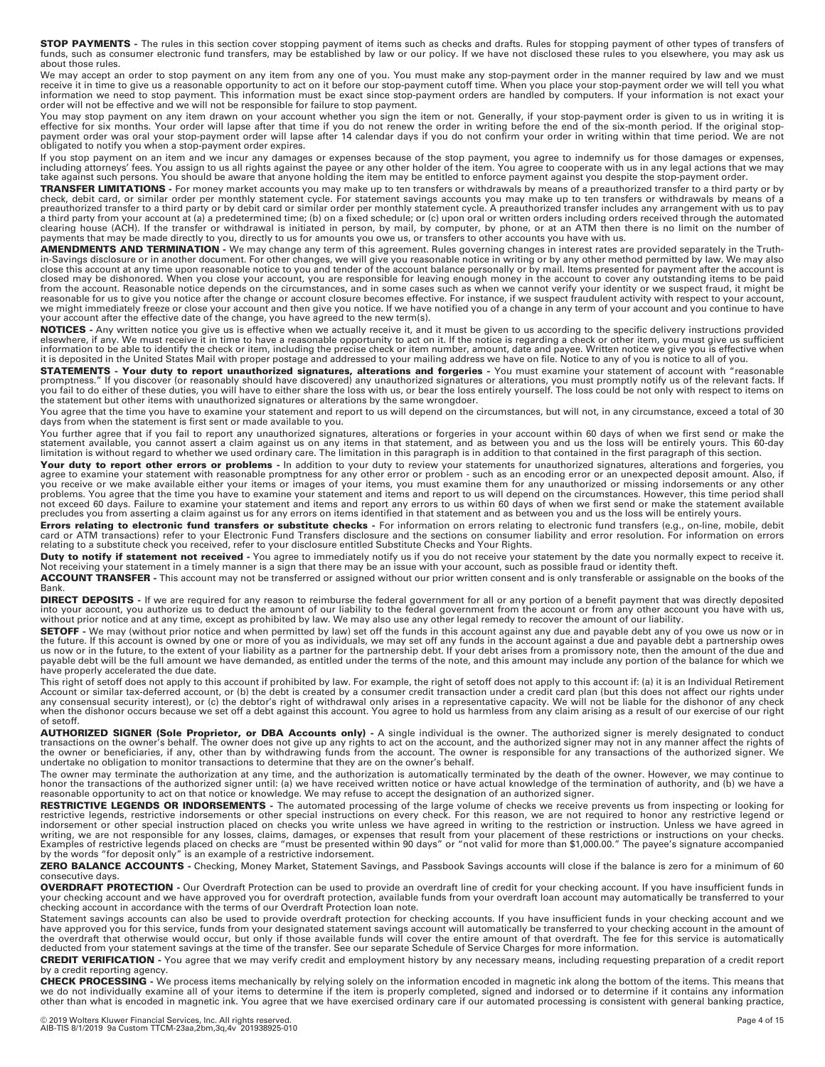**STOP PAYMENTS -** The rules in this section cover stopping payment of items such as checks and drafts. Rules for stopping payment of other types of transfers of funds, such as consumer electronic fund transfers, may be established by law or our policy. If we have not disclosed these rules to you elsewhere, you may ask us about those rules.

We may accept an order to stop payment on any item from any one of you. You must make any stop-payment order in the manner required by law and we must receive it in time to give us a reasonable opportunity to act on it before our stop-payment cutoff time. When you place your stop-payment order we will tell you what information we need to stop payment. This information must be exact since stop-payment orders are handled by computers. If your information is not exact your order will not be effective and we will not be responsible for failure to stop payment.

You may stop payment on any item drawn on your account whether you sign the item or not. Generally, if your stop-payment order is given to us in writing it is effective for six months. Your order will lapse after that time if you do not renew the order in writing before the end of the six-month period. If the original stop-payment order was oral your stop-payment order will lapse after 14 calendar days if you do not confirm your order in writing within that time period. We are not obligated to notify you when a stop-payment order expires.

If you stop payment on an item and we incur any damages or expenses because of the stop payment, you agree to indemnify us for those damages or expenses, including attorneys' fees. You assign to us all rights against the payee or any other holder of the item. You agree to cooperate with us in any legal actions that we may take against such persons. You should be aware that anyone holding the item may be entitled to enforce payment against you despite the stop-payment order.

**TRANSFER LIMITATIONS -** For money market accounts you may make up to ten transfers or withdrawals by means of a preauthorized transfer to a third party or by check, debit card, or similar order per monthly statement cycle. For statement savings accounts you may make up to ten transfers or withdrawals by means of a preauthorized transfer to a third party or by debit card or similar order per monthly statement cycle. A preauthorized transfer includes any arrangement with us to pay a third party from your account at (a) a predetermined time; (b) on a fixed schedule; or (c) upon oral or written orders including orders received through the automated clearing house (ACH). If the transfer or withdrawal is initiated in person, by mail, by computer, by phone, or at an ATM then there is no limit on the number of payments that may be made directly to you, directly to us for amounts you owe us, or transfers to other accounts you have with us.

**AMENDMENTS AND TERMINATION -** We may change any term of this agreement. Rules governing changes in interest rates are provided separately in the Truth-in-Savings disclosure or in another document. For other changes, we will give you reasonable notice in writing or by any other method permitted by law. We may also close this account at any time upon reasonable notice to you and tender of the account balance personally or by mail. Items presented for payment after the account is closed may be dishonored. When you close your account, you are responsible for leaving enough money in the account to cover any outstanding items to be paid from the account. Reasonable notice depends on the circumstances, and in some cases such as when we cannot verify your identity or we suspect fraud, it might be reasonable for us to give you notice after the change or account closure becomes effective. For instance, if we suspect fraudulent activity with respect to your account, we might immediately freeze or close your account and then give you notice. If we have notified you of a change in any term of your account and you continue to have your account after the effective date of the change, you have agreed to the new term(s).

**NOTICES -** Any written notice you give us is effective when we actually receive it, and it must be given to us according to the specific delivery instructions provided elsewhere, if any. We must receive it in time to have a reasonable opportunity to act on it. If the notice is regarding a check or other item, you must give us sufficient information to be able to identify the check or item, including the precise check or item number, amount, date and payee. Written notice we give you is effective when it is deposited in the United States Mail with proper postage and addressed to your mailing address we have on file. Notice to any of you is notice to all of you.

**STATEMENTS - Your duty to report unauthorized signatures, alterations and forgeries -** You must examine your statement of account with "reasonable promptness." If you discover (or reasonably should have discovered) any unauthorized signatures or alterations, you must promptly notify us of the relevant facts. If you fail to do either of these duties, you will have to either share the loss with us, or bear the loss entirely yourself. The loss could be not only with respect to items on the statement but other items with unauthorized signatures or alterations by the same wrongdoer.

You agree that the time you have to examine your statement and report to us will depend on the circumstances, but will not, in any circumstance, exceed a total of 30 days from when the statement is first sent or made available to you.

You further agree that if you fail to report any unauthorized signatures, alterations or forgeries in your account within 60 days of when we first send or make the statement available, you cannot assert a claim against us on any items in that statement, and as between you and us the loss will be entirely yours. This 60-day limitation is without regard to whether we used ordinary care. The limitation in this paragraph is in addition to that contained in the first paragraph of this section.

**Your duty to report other errors or problems -** In addition to your duty to review your statements for unauthorized signatures, alterations and forgeries, you agree to examine your statement with reasonable promptness for any other error or problem - such as an encoding error or an unexpected deposit amount. Also, if you receive or we make available either your items or images of your items, you must examine them for any unauthorized or missing indorsements or any other problems. You agree that the time you have to examine your statement and items and report to us will depend on the circumstances. However, this time period shall not exceed 60 days. Failure to examine your statement and items and report any errors to us within 60 days of when we first send or make the statement available precludes you from asserting a claim against us for any errors on items identified in that statement and as between you and us the loss will be entirely yours.

**Errors relating to electronic fund transfers or substitute checks -** For information on errors relating to electronic fund transfers (e.g., on-line, mobile, debit card or ATM transactions) refer to your Electronic Fund Transfers disclosure and the sections on consumer liability and error resolution. For information on errors relating to a substitute check you received, refer to your disclosure entitled Substitute Checks and Your Rights.

**Duty to notify if statement not received -** You agree to immediately notify us if you do not receive your statement by the date you normally expect to receive it. Not receiving your statement in a timely manner is a sign that there may be an issue with your account, such as possible fraud or identity theft.

**ACCOUNT TRANSFER -** This account may not be transferred or assigned without our prior written consent and is only transferable or assignable on the books of the Bank.

**DIRECT DEPOSITS -** If we are required for any reason to reimburse the federal government for all or any portion of a benefit payment that was directly deposited into your account, you authorize us to deduct the amount of our liability to the federal government from the account or from any other account you have with us, without prior notice and at any time, except as prohibited by law. We may also use any other legal remedy to recover the amount of our liability.

**SETOFF -** We may (without prior notice and when permitted by law) set off the funds in this account against any due and payable debt any of you owe us now or in the future. If this account is owned by one or more of you as individuals, we may set off any funds in the account against a due and payable debt a partnership owes us now or in the future, to the extent of your liability as a partner for the partnership debt. If your debt arises from a promissory note, then the amount of the due and payable debt will be the full amount we have demanded, as entitled under the terms of the note, and this amount may include any portion of the balance for which we have properly accelerated the due date.

This right of setoff does not apply to this account if prohibited by law. For example, the right of setoff does not apply to this account if: (a) it is an Individual Retirement Account or similar tax-deferred account, or (b) the debt is created by a consumer credit transaction under a credit card plan (but this does not affect our rights under any consensual security interest), or (c) the debtor's right of withdrawal only arises in a representative capacity. We will not be liable for the dishonor of any check when the dishonor occurs because we set off a debt against this account. You agree to hold us harmless from any claim arising as a result of our exercise of our right of setoff.

**AUTHORIZED SIGNER (Sole Proprietor, or DBA Accounts only) -** A single individual is the owner. The authorized signer is merely designated to conduct transactions on the owner's behalf. The owner does not give up any rights to act on the account, and the authorized signer may not in any manner affect the rights of the owner or beneficiaries, if any, other than by withdrawing funds from the account. The owner is responsible for any transactions of the authorized signer. We undertake no obligation to monitor transactions to determine that they are on the owner's behalf.

The owner may terminate the authorization at any time, and the authorization is automatically terminated by the death of the owner. However, we may continue to honor the transactions of the authorized signer until: (a) we have received written notice or have actual knowledge of the termination of authority, and (b) we have a reasonable opportunity to act on that notice or knowledge. We may refuse to accept the designation of an authorized signer.

**RESTRICTIVE LEGENDS OR INDORSEMENTS -** The automated processing of the large volume of checks we receive prevents us from inspecting or looking for restrictive legends, restrictive indorsements or other special instructions on every check. For this reason, we are not required to honor any restrictive legend or indorsement or other special instruction placed on checks you write unless we have agreed in writing to the restriction or instruction. Unless we have agreed in writing, we are not responsible for any losses, claims, damages, or expenses that result from your placement of these restrictions or instructions on your checks. Examples of restrictive legends placed on checks are "must be presented within 90 days" or "not valid for more than $1,000.00." The payee's signature accompanied by the words "for deposit only" is an example of a restrictive indorsement.

**ZERO BALANCE ACCOUNTS -** Checking, Money Market, Statement Savings, and Passbook Savings accounts will close if the balance is zero for a minimum of 60 consecutive days.

**OVERDRAFT PROTECTION -** Our Overdraft Protection can be used to provide an overdraft line of credit for your checking account. If you have insufficient funds in your checking account and we have approved you for overdraft protection, available funds from your overdraft loan account may automatically be transferred to your checking account in accordance with the terms of our Overdraft Protection loan note.

Statement savings accounts can also be used to provide overdraft protection for checking accounts. If you have insufficient funds in your checking account and we have approved you for this service, funds from your designated statement savings account will automatically be transferred to your checking account in the amount of the overdraft that otherwise would occur, but only if those available funds will cover the entire amount of that overdraft. The fee for this service is automatically deducted from your statement savings at the time of the transfer. See our separate Schedule of Service Charges for more information.

**CREDIT VERIFICATION -** You agree that we may verify credit and employment history by any necessary means, including requesting preparation of a credit report by a credit reporting agency.

**CHECK PROCESSING -** We process items mechanically by relying solely on the information encoded in magnetic ink along the bottom of the items. This means that we do not individually examine all of your items to determine if the item is properly completed, signed and indorsed or to determine if it contains any information other than what is encoded in magnetic ink. You agree that we have exercised ordinary care if our automated processing is consistent with general banking practice,

© 2019 Wolters Kluwer Financial Services, Inc. All rights reserved.
AIB-TIS 8/1/2019 9a Custom TTCM-23aa,2bm,3q,4v 201938925-010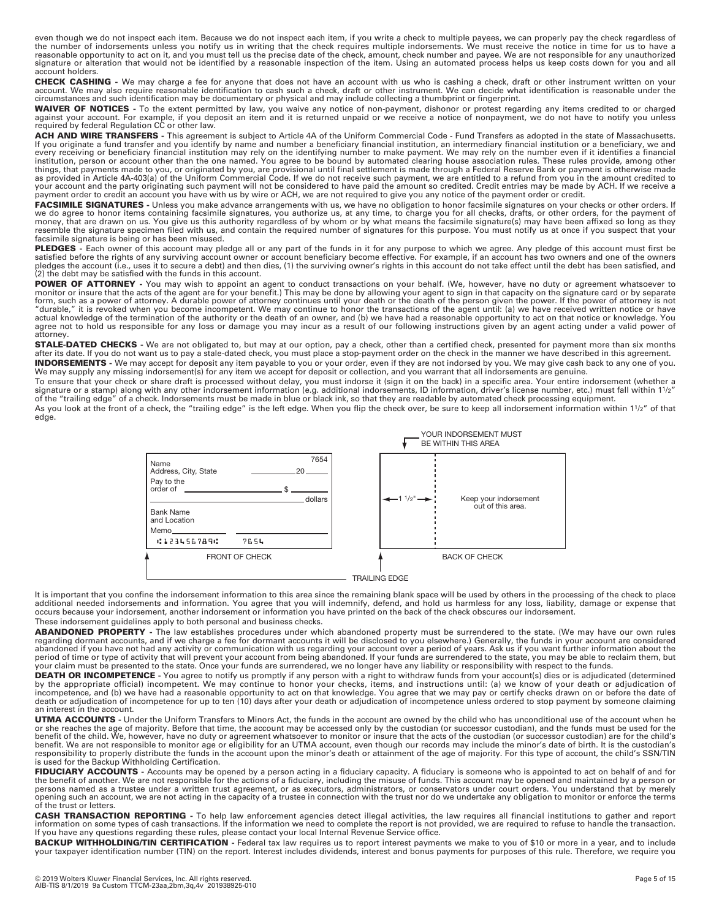even though we do not inspect each item. Because we do not inspect each item, if you write a check to multiple payees, we can properly pay the check regardless of the number of indorsements unless you notify us in writing that the check requires multiple indorsements. We must receive the notice in time for us to have a reasonable opportunity to act on it, and you must tell us the precise date of the check, amount, check number and payee. We are not responsible for any unauthorized signature or alteration that would not be identified by a reasonable inspection of the item. Using an automated process helps us keep costs down for you and all account holders.

**CHECK CASHING -** We may charge a fee for anyone that does not have an account with us who is cashing a check, draft or other instrument written on your account. We may also require reasonable identification to cash such a check, draft or other instrument. We can decide what identification is reasonable under the circumstances and such identification may be documentary or physical and may include collecting a thumbprint or fingerprint.

**WAIVER OF NOTICES -** To the extent permitted by law, you waive any notice of non-payment, dishonor or protest regarding any items credited to or charged against your account. For example, if you deposit an item and it is returned unpaid or we receive a notice of nonpayment, we do not have to notify you unless required by federal Regulation CC or other law.

**ACH AND WIRE TRANSFERS -** This agreement is subject to Article 4A of the Uniform Commercial Code - Fund Transfers as adopted in the state of Massachusetts. If you originate a fund transfer and you identify by name and number a beneficiary financial institution, an intermediary financial institution or a beneficiary, we and every receiving or beneficiary financial institution may rely on the identifying number to make payment. We may rely on the number even if it identifies a financial institution, person or account other than the one named. You agree to be bound by automated clearing house association rules. These rules provide, among other things, that payments made to you, or originated by you, are provisional until final settlement is made through a Federal Reserve Bank or payment is otherwise made as provided in Article 4A-403(a) of the Uniform Commercial Code. If we do not receive such payment, we are entitled to a refund from you in the amount credited to your account and the party originating such payment will not be considered to have paid the amount so credited. Credit entries may be made by ACH. If we receive a payment order to credit an account you have with us by wire or ACH, we are not required to give you any notice of the payment order or credit.

**FACSIMILE SIGNATURES -** Unless you make advance arrangements with us, we have no obligation to honor facsimile signatures on your checks or other orders. If we do agree to honor items containing facsimile signatures, you authorize us, at any time, to charge you for all checks, drafts, or other orders, for the payment of money, that are drawn on us. You give us this authority regardless of by whom or by what means the facsimile signature(s) may have been affixed so long as they resemble the signature specimen filed with us, and contain the required number of signatures for this purpose. You must notify us at once if you suspect that your facsimile signature is being or has been misused.

**PLEDGES -** Each owner of this account may pledge all or any part of the funds in it for any purpose to which we agree. Any pledge of this account must first be satisfied before the rights of any surviving account owner or account beneficiary become effective. For example, if an account has two owners and one of the owners pledges the account (i.e., uses it to secure a debt) and then dies, (1) the surviving owner's rights in this account do not take effect until the debt has been satisfied, and (2) the debt may be satisfied with the funds in this account.

**POWER OF ATTORNEY -** You may wish to appoint an agent to conduct transactions on your behalf. (We, however, have no duty or agreement whatsoever to monitor or insure that the acts of the agent are for your benefit.) This may be done by allowing your agent to sign in that capacity on the signature card or by separate form, such as a power of attorney. A durable power of attorney continues until your death or the death of the person given the power. If the power of attorney is not "durable," it is revoked when you become incompetent. We may continue to honor the transactions of the agent until: (a) we have received written notice or have actual knowledge of the termination of the authority or the death of an owner, and (b) we have had a reasonable opportunity to act on that notice or knowledge. You agree not to hold us responsible for any loss or damage you may incur as a result of our following instructions given by an agent acting under a valid power of attorney.

**STALE-DATED CHECKS -** We are not obligated to, but may at our option, pay a check, other than a certified check, presented for payment more than six months after its date. If you do not want us to pay a stale-dated check, you must place a stop-payment order on the check in the manner we have described in this agreement.

**INDORSEMENTS -** We may accept for deposit any item payable to you or your order, even if they are not indorsed by you. We may give cash back to any one of you. We may supply any missing indorsement(s) for any item we accept for deposit or collection, and you warrant that all indorsements are genuine.

To ensure that your check or share draft is processed without delay, you must indorse it (sign it on the back) in a specific area. Your entire indorsement (whether a signature or a stamp) along with any other indorsement information (e.g. additional indorsements, ID information, driver's license number, etc.) must fall within 1 1/2" of the "trailing edge" of a check. Indorsements must be made in blue or black ink, so that they are readable by automated check processing equipment.

As you look at the front of a check, the "trailing edge" is the left edge. When you flip the check over, be sure to keep all indorsement information within 1 1/2" of that edge.

FRONT OF CHECK — Name; Address, City, State; 7654; 20____; Pay to the order of ____ $ ____; ____ dollars; Bank Name and Location; Memo____; ⑆123456789⑆ 7654

BACK OF CHECK — YOUR INDORSEMENT MUST BE WITHIN THIS AREA; ← 1 1/2" →; Keep your indorsement out of this area.

TRAILING EDGE

It is important that you confine the indorsement information to this area since the remaining blank space will be used by others in the processing of the check to place additional needed indorsements and information. You agree that you will indemnify, defend, and hold us harmless for any loss, liability, damage or expense that occurs because your indorsement, another indorsement or information you have printed on the back of the check obscures our indorsement.

These indorsement guidelines apply to both personal and business checks.

**ABANDONED PROPERTY -** The law establishes procedures under which abandoned property must be surrendered to the state. (We may have our own rules regarding dormant accounts, and if we charge a fee for dormant accounts it will be disclosed to you elsewhere.) Generally, the funds in your account are considered abandoned if you have not had any activity or communication with us regarding your account over a period of years. Ask us if you want further information about the period of time or type of activity that will prevent your account from being abandoned. If your funds are surrendered to the state, you may be able to reclaim them, but your claim must be presented to the state. Once your funds are surrendered, we no longer have any liability or responsibility with respect to the funds.

**DEATH OR INCOMPETENCE -** You agree to notify us promptly if any person with a right to withdraw funds from your account(s) dies or is adjudicated (determined by the appropriate official) incompetent. We may continue to honor your checks, items, and instructions until: (a) we know of your death or adjudication of incompetence, and (b) we have had a reasonable opportunity to act on that knowledge. You agree that we may pay or certify checks drawn on or before the date of death or adjudication of incompetence for up to ten (10) days after your death or adjudication of incompetence unless ordered to stop payment by someone claiming an interest in the account.

**UTMA ACCOUNTS -** Under the Uniform Transfers to Minors Act, the funds in the account are owned by the child who has unconditional use of the account when he or she reaches the age of majority. Before that time, the account may be accessed only by the custodian (or successor custodian), and the funds must be used for the benefit of the child. We, however, have no duty or agreement whatsoever to monitor or insure that the acts of the custodian (or successor custodian) are for the child's benefit. We are not responsible to monitor age or eligibility for an UTMA account, even though our records may include the minor's date of birth. It is the custodian's responsibility to properly distribute the funds in the account upon the minor's death or attainment of the age of majority. For this type of account, the child's SSN/TIN is used for the Backup Withholding Certification.

**FIDUCIARY ACCOUNTS -** Accounts may be opened by a person acting in a fiduciary capacity. A fiduciary is someone who is appointed to act on behalf of and for the benefit of another. We are not responsible for the actions of a fiduciary, including the misuse of funds. This account may be opened and maintained by a person or persons named as a trustee under a written trust agreement, or as executors, administrators, or conservators under court orders. You understand that by merely opening such an account, we are not acting in the capacity of a trustee in connection with the trust nor do we undertake any obligation to monitor or enforce the terms of the trust or letters.

**CASH TRANSACTION REPORTING -** To help law enforcement agencies detect illegal activities, the law requires all financial institutions to gather and report information on some types of cash transactions. If the information we need to complete the report is not provided, we are required to refuse to handle the transaction. If you have any questions regarding these rules, please contact your local Internal Revenue Service office.

**BACKUP WITHHOLDING/TIN CERTIFICATION -** Federal tax law requires us to report interest payments we make to you of $10 or more in a year, and to include your taxpayer identification number (TIN) on the report. Interest includes dividends, interest and bonus payments for purposes of this rule. Therefore, we require you

© 2019 Wolters Kluwer Financial Services, Inc. All rights reserved.
AIB-TIS 8/1/2019 9a Custom TTCM-23aa,2bm,3q,4v 201938925-010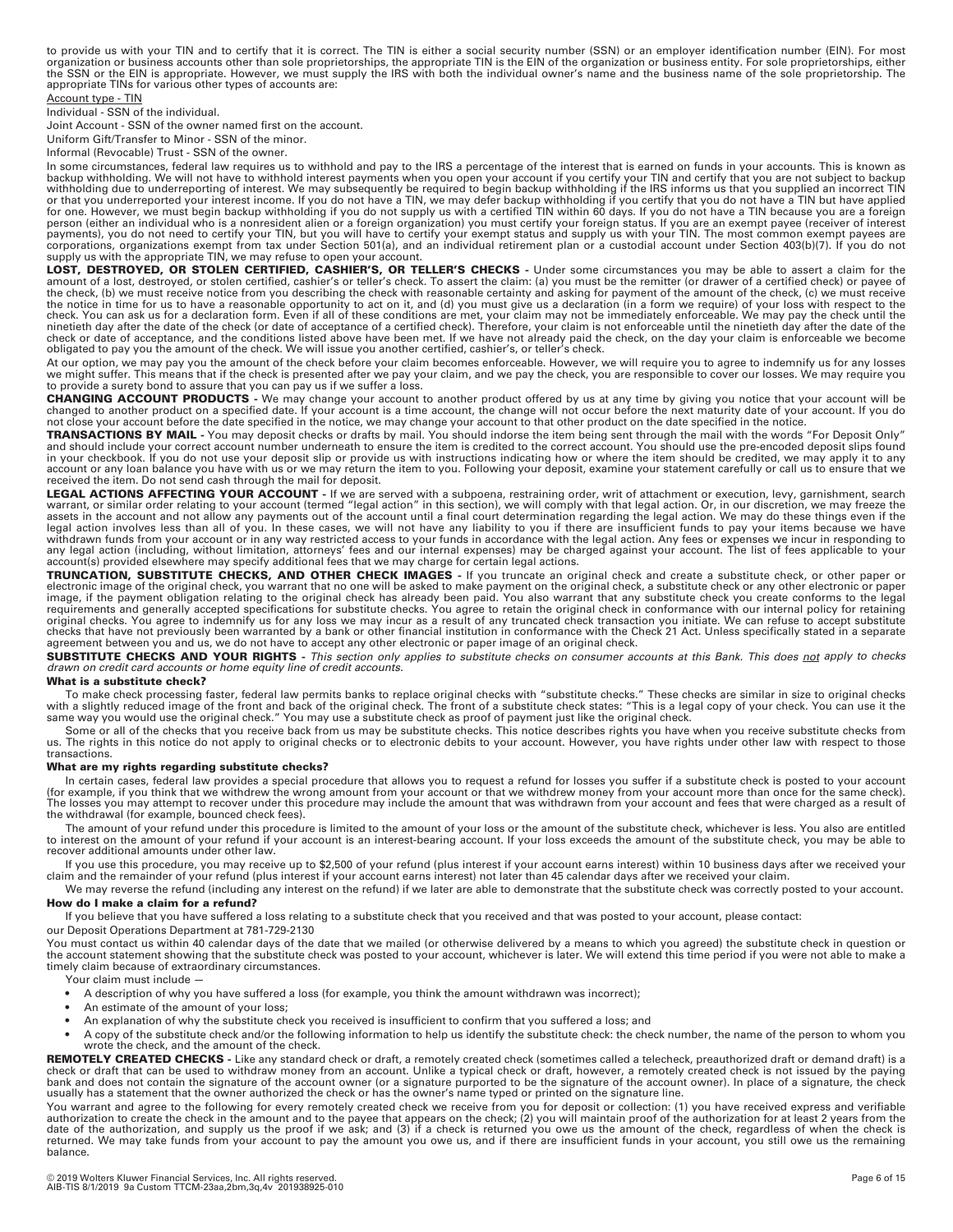to provide us with your TIN and to certify that it is correct. The TIN is either a social security number (SSN) or an employer identification number (EIN). For most organization or business accounts other than sole proprietorships, the appropriate TIN is the EIN of the organization or business entity. For sole proprietorships, either the SSN or the EIN is appropriate. However, we must supply the IRS with both the individual owner's name and the business name of the sole proprietorship. The appropriate TINs for various other types of accounts are:

Account type - TIN

Individual - SSN of the individual.

Joint Account - SSN of the owner named first on the account.

Uniform Gift/Transfer to Minor - SSN of the minor.

Informal (Revocable) Trust - SSN of the owner.

In some circumstances, federal law requires us to withhold and pay to the IRS a percentage of the interest that is earned on funds in your accounts. This is known as backup withholding. We will not have to withhold interest payments when you open your account if you certify your TIN and certify that you are not subject to backup withholding due to underreporting of interest. We may subsequently be required to begin backup withholding if the IRS informs us that you supplied an incorrect TIN or that you underreported your interest income. If you do not have a TIN, we may defer backup withholding if you certify that you do not have a TIN but have applied for one. However, we must begin backup withholding if you do not supply us with a certified TIN within 60 days. If you do not have a TIN because you are a foreign person (either an individual who is a nonresident alien or a foreign organization) you must certify your foreign status. If you are an exempt payee (receiver of interest payments), you do not need to certify your TIN, but you will have to certify your exempt status and supply us with your TIN. The most common exempt payees are corporations, organizations exempt from tax under Section 501(a), and an individual retirement plan or a custodial account under Section 403(b)(7). If you do not supply us with the appropriate TIN, we may refuse to open your account.

**LOST, DESTROYED, OR STOLEN CERTIFIED, CASHIER'S, OR TELLER'S CHECKS -** Under some circumstances you may be able to assert a claim for the amount of a lost, destroyed, or stolen certified, cashier's or teller's check. To assert the claim: (a) you must be the remitter (or drawer of a certified check) or payee of the check, (b) we must receive notice from you describing the check with reasonable certainty and asking for payment of the amount of the check, (c) we must receive the notice in time for us to have a reasonable opportunity to act on it, and (d) you must give us a declaration (in a form we require) of your loss with respect to the check. You can ask us for a declaration form. Even if all of these conditions are met, your claim may not be immediately enforceable. We may pay the check until the ninetieth day after the date of the check (or date of acceptance of a certified check). Therefore, your claim is not enforceable until the ninetieth day after the date of the check or date of acceptance, and the conditions listed above have been met. If we have not already paid the check, on the day your claim is enforceable we become obligated to pay you the amount of the check. We will issue you another certified, cashier's, or teller's check.

At our option, we may pay you the amount of the check before your claim becomes enforceable. However, we will require you to agree to indemnify us for any losses we might suffer. This means that if the check is presented after we pay your claim, and we pay the check, you are responsible to cover our losses. We may require you to provide a surety bond to assure that you can pay us if we suffer a loss.

**CHANGING ACCOUNT PRODUCTS -** We may change your account to another product offered by us at any time by giving you notice that your account will be changed to another product on a specified date. If your account is a time account, the change will not occur before the next maturity date of your account. If you do not close your account before the date specified in the notice, we may change your account to that other product on the date specified in the notice.

**TRANSACTIONS BY MAIL -** You may deposit checks or drafts by mail. You should indorse the item being sent through the mail with the words "For Deposit Only" and should include your correct account number underneath to ensure the item is credited to the correct account. You should use the pre-encoded deposit slips found in your checkbook. If you do not use your deposit slip or provide us with instructions indicating how or where the item should be credited, we may apply it to any account or any loan balance you have with us or we may return the item to you. Following your deposit, examine your statement carefully or call us to ensure that we received the item. Do not send cash through the mail for deposit.

**LEGAL ACTIONS AFFECTING YOUR ACCOUNT -** If we are served with a subpoena, restraining order, writ of attachment or execution, levy, garnishment, search warrant, or similar order relating to your account (termed "legal action" in this section), we will comply with that legal action. Or, in our discretion, we may freeze the assets in the account and not allow any payments out of the account until a final court determination regarding the legal action. We may do these things even if the legal action involves less than all of you. In these cases, we will not have any liability to you if there are insufficient funds to pay your items because we have withdrawn funds from your account or in any way restricted access to your funds in accordance with the legal action. Any fees or expenses we incur in responding to any legal action (including, without limitation, attorneys' fees and our internal expenses) may be charged against your account. The list of fees applicable to your account(s) provided elsewhere may specify additional fees that we may charge for certain legal actions.

**TRUNCATION, SUBSTITUTE CHECKS, AND OTHER CHECK IMAGES -** If you truncate an original check and create a substitute check, or other paper or electronic image of the original check, you warrant that no one will be asked to make payment on the original check, a substitute check or any other electronic or paper image, if the payment obligation relating to the original check has already been paid. You also warrant that any substitute check you create conforms to the legal requirements and generally accepted specifications for substitute checks. You agree to retain the original check in conformance with our internal policy for retaining original checks. You agree to indemnify us for any loss we may incur as a result of any truncated check transaction you initiate. We can refuse to accept substitute checks that have not previously been warranted by a bank or other financial institution in conformance with the Check 21 Act. Unless specifically stated in a separate agreement between you and us, we do not have to accept any other electronic or paper image of an original check.

**SUBSTITUTE CHECKS AND YOUR RIGHTS -** *This section only applies to substitute checks on consumer accounts at this Bank. This does not apply to checks drawn on credit card accounts or home equity line of credit accounts.*

**What is a substitute check?**

To make check processing faster, federal law permits banks to replace original checks with "substitute checks." These checks are similar in size to original checks with a slightly reduced image of the front and back of the original check. The front of a substitute check states: "This is a legal copy of your check. You can use it the same way you would use the original check." You may use a substitute check as proof of payment just like the original check.

Some or all of the checks that you receive back from us may be substitute checks. This notice describes rights you have when you receive substitute checks from us. The rights in this notice do not apply to original checks or to electronic debits to your account. However, you have rights under other law with respect to those transactions.

**What are my rights regarding substitute checks?**

In certain cases, federal law provides a special procedure that allows you to request a refund for losses you suffer if a substitute check is posted to your account (for example, if you think that we withdrew the wrong amount from your account or that we withdrew money from your account more than once for the same check). The losses you may attempt to recover under this procedure may include the amount that was withdrawn from your account and fees that were charged as a result of the withdrawal (for example, bounced check fees).

The amount of your refund under this procedure is limited to the amount of your loss or the amount of the substitute check, whichever is less. You also are entitled to interest on the amount of your refund if your account is an interest-bearing account. If your loss exceeds the amount of the substitute check, you may be able to recover additional amounts under other law.

If you use this procedure, you may receive up to $2,500 of your refund (plus interest if your account earns interest) within 10 business days after we received your claim and the remainder of your refund (plus interest if your account earns interest) not later than 45 calendar days after we received your claim.

We may reverse the refund (including any interest on the refund) if we later are able to demonstrate that the substitute check was correctly posted to your account.

**How do I make a claim for a refund?**

If you believe that you have suffered a loss relating to a substitute check that you received and that was posted to your account, please contact:

our Deposit Operations Department at 781-729-2130

You must contact us within 40 calendar days of the date that we mailed (or otherwise delivered by a means to which you agreed) the substitute check in question or the account statement showing that the substitute check was posted to your account, whichever is later. We will extend this time period if you were not able to make a timely claim because of extraordinary circumstances.

Your claim must include —

- A description of why you have suffered a loss (for example, you think the amount withdrawn was incorrect);
- An estimate of the amount of your loss;
- An explanation of why the substitute check you received is insufficient to confirm that you suffered a loss; and
- A copy of the substitute check and/or the following information to help us identify the substitute check: the check number, the name of the person to whom you wrote the check, and the amount of the check.

**REMOTELY CREATED CHECKS -** Like any standard check or draft, a remotely created check (sometimes called a telecheck, preauthorized draft or demand draft) is a check or draft that can be used to withdraw money from an account. Unlike a typical check or draft, however, a remotely created check is not issued by the paying bank and does not contain the signature of the account owner (or a signature purported to be the signature of the account owner). In place of a signature, the check usually has a statement that the owner authorized the check or has the owner's name typed or printed on the signature line.

You warrant and agree to the following for every remotely created check we receive from you for deposit or collection: (1) you have received express and verifiable authorization to create the check in the amount and to the payee that appears on the check; (2) you will maintain proof of the authorization for at least 2 years from the date of the authorization, and supply us the proof if we ask; and (3) if a check is returned you owe us the amount of the check, regardless of when the check is returned. We may take funds from your account to pay the amount you owe us, and if there are insufficient funds in your account, you still owe us the remaining balance.

© 2019 Wolters Kluwer Financial Services, Inc. All rights reserved.
AIB-TIS 8/1/2019 9a Custom TTCM-23aa,2bm,3q,4v 201938925-010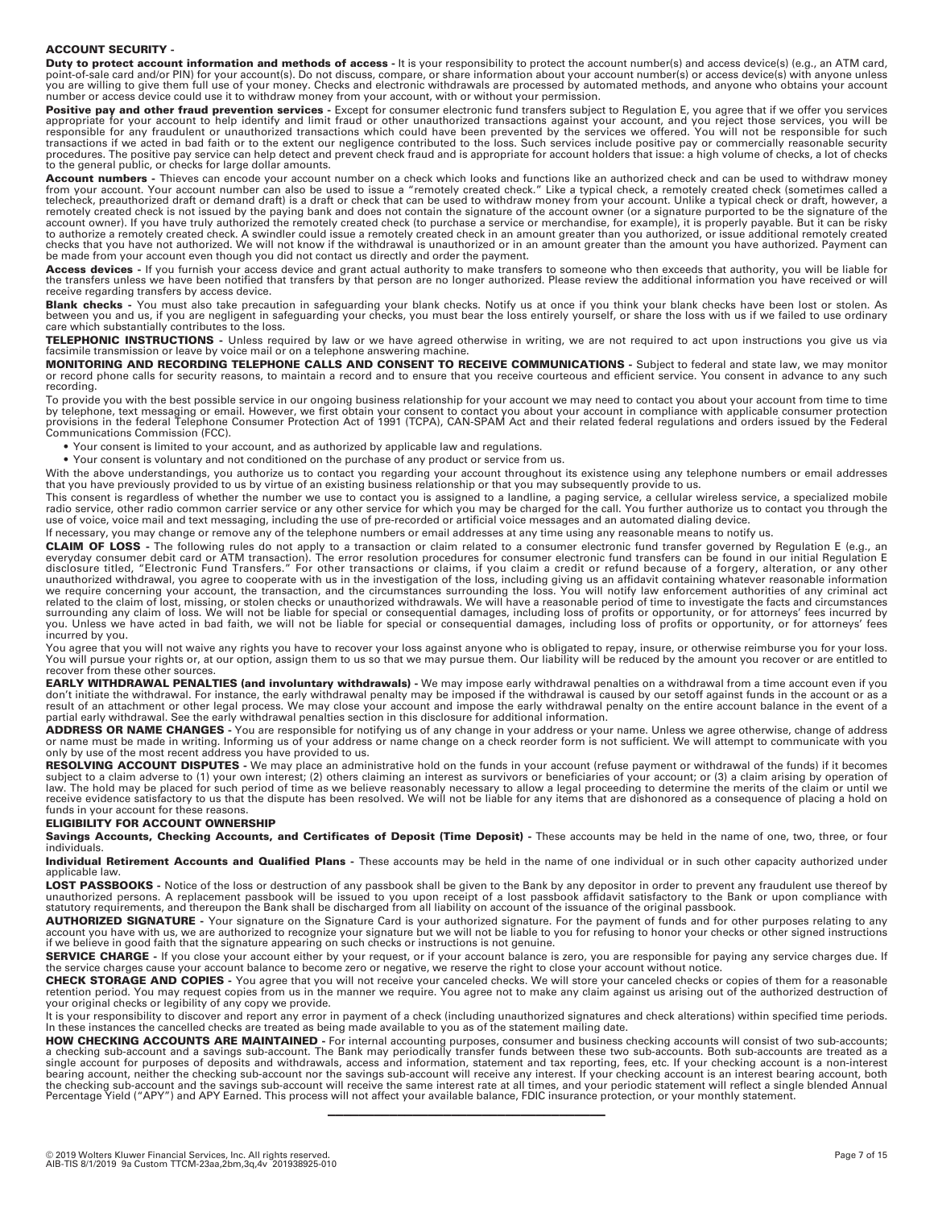**ACCOUNT SECURITY -**

**Duty to protect account information and methods of access -** It is your responsibility to protect the account number(s) and access device(s) (e.g., an ATM card, point-of-sale card and/or PIN) for your account(s). Do not discuss, compare, or share information about your account number(s) or access device(s) with anyone unless you are willing to give them full use of your money. Checks and electronic withdrawals are processed by automated methods, and anyone who obtains your account number or access device could use it to withdraw money from your account, with or without your permission.

**Positive pay and other fraud prevention services -** Except for consumer electronic fund transfers subject to Regulation E, you agree that if we offer you services appropriate for your account to help identify and limit fraud or other unauthorized transactions against your account, and you reject those services, you will be responsible for any fraudulent or unauthorized transactions which could have been prevented by the services we offered. You will not be responsible for such transactions if we acted in bad faith or to the extent our negligence contributed to the loss. Such services include positive pay or commercially reasonable security procedures. The positive pay service can help detect and prevent check fraud and is appropriate for account holders that issue: a high volume of checks, a lot of checks to the general public, or checks for large dollar amounts.

**Account numbers -** Thieves can encode your account number on a check which looks and functions like an authorized check and can be used to withdraw money from your account. Your account number can also be used to issue a "remotely created check." Like a typical check, a remotely created check (sometimes called a telecheck, preauthorized draft or demand draft) is a draft or check that can be used to withdraw money from your account. Unlike a typical check or draft, however, a remotely created check is not issued by the paying bank and does not contain the signature of the account owner (or a signature purported to be the signature of the account owner). If you have truly authorized the remotely created check (to purchase a service or merchandise, for example), it is properly payable. But it can be risky to authorize a remotely created check. A swindler could issue a remotely created check in an amount greater than you authorized, or issue additional remotely created checks that you have not authorized. We will not know if the withdrawal is unauthorized or in an amount greater than the amount you have authorized. Payment can be made from your account even though you did not contact us directly and order the payment.

**Access devices -** If you furnish your access device and grant actual authority to make transfers to someone who then exceeds that authority, you will be liable for the transfers unless we have been notified that transfers by that person are no longer authorized. Please review the additional information you have received or will receive regarding transfers by access device.

**Blank checks -** You must also take precaution in safeguarding your blank checks. Notify us at once if you think your blank checks have been lost or stolen. As between you and us, if you are negligent in safeguarding your checks, you must bear the loss entirely yourself, or share the loss with us if we failed to use ordinary care which substantially contributes to the loss.

**TELEPHONIC INSTRUCTIONS -** Unless required by law or we have agreed otherwise in writing, we are not required to act upon instructions you give us via facsimile transmission or leave by voice mail or on a telephone answering machine.

**MONITORING AND RECORDING TELEPHONE CALLS AND CONSENT TO RECEIVE COMMUNICATIONS -** Subject to federal and state law, we may monitor or record phone calls for security reasons, to maintain a record and to ensure that you receive courteous and efficient service. You consent in advance to any such recording.

To provide you with the best possible service in our ongoing business relationship for your account we may need to contact you about your account from time to time by telephone, text messaging or email. However, we first obtain your consent to contact you about your account in compliance with applicable consumer protection provisions in the federal Telephone Consumer Protection Act of 1991 (TCPA), CAN-SPAM Act and their related federal regulations and orders issued by the Federal Communications Commission (FCC).

- Your consent is limited to your account, and as authorized by applicable law and regulations.
- Your consent is voluntary and not conditioned on the purchase of any product or service from us.

With the above understandings, you authorize us to contact you regarding your account throughout its existence using any telephone numbers or email addresses that you have previously provided to us by virtue of an existing business relationship or that you may subsequently provide to us.

This consent is regardless of whether the number we use to contact you is assigned to a landline, a paging service, a cellular wireless service, a specialized mobile radio service, other radio common carrier service or any other service for which you may be charged for the call. You further authorize us to contact you through the use of voice, voice mail and text messaging, including the use of pre-recorded or artificial voice messages and an automated dialing device.

If necessary, you may change or remove any of the telephone numbers or email addresses at any time using any reasonable means to notify us.

**CLAIM OF LOSS -** The following rules do not apply to a transaction or claim related to a consumer electronic fund transfer governed by Regulation E (e.g., an everyday consumer debit card or ATM transaction). The error resolution procedures for consumer electronic fund transfers can be found in our initial Regulation E disclosure titled, "Electronic Fund Transfers." For other transactions or claims, if you claim a credit or refund because of a forgery, alteration, or any other unauthorized withdrawal, you agree to cooperate with us in the investigation of the loss, including giving us an affidavit containing whatever reasonable information we require concerning your account, the transaction, and the circumstances surrounding the loss. You will notify law enforcement authorities of any criminal act related to the claim of lost, missing, or stolen checks or unauthorized withdrawals. We will have a reasonable period of time to investigate the facts and circumstances surrounding any claim of loss. We will not be liable for special or consequential damages, including loss of profits or opportunity, or for attorneys' fees incurred by you. Unless we have acted in bad faith, we will not be liable for special or consequential damages, including loss of profits or opportunity, or for attorneys' fees incurred by you.

You agree that you will not waive any rights you have to recover your loss against anyone who is obligated to repay, insure, or otherwise reimburse you for your loss. You will pursue your rights or, at our option, assign them to us so that we may pursue them. Our liability will be reduced by the amount you recover or are entitled to recover from these other sources.

**EARLY WITHDRAWAL PENALTIES (and involuntary withdrawals) -** We may impose early withdrawal penalties on a withdrawal from a time account even if you don't initiate the withdrawal. For instance, the early withdrawal penalty may be imposed if the withdrawal is caused by our setoff against funds in the account or as a result of an attachment or other legal process. We may close your account and impose the early withdrawal penalty on the entire account balance in the event of a partial early withdrawal. See the early withdrawal penalties section in this disclosure for additional information.

**ADDRESS OR NAME CHANGES -** You are responsible for notifying us of any change in your address or your name. Unless we agree otherwise, change of address or name must be made in writing. Informing us of your address or name change on a check reorder form is not sufficient. We will attempt to communicate with you only by use of the most recent address you have provided to us.

**RESOLVING ACCOUNT DISPUTES -** We may place an administrative hold on the funds in your account (refuse payment or withdrawal of the funds) if it becomes subject to a claim adverse to (1) your own interest; (2) others claiming an interest as survivors or beneficiaries of your account; or (3) a claim arising by operation of law. The hold may be placed for such period of time as we believe reasonably necessary to allow a legal proceeding to determine the merits of the claim or until we receive evidence satisfactory to us that the dispute has been resolved. We will not be liable for any items that are dishonored as a consequence of placing a hold on funds in your account for these reasons.

**ELIGIBILITY FOR ACCOUNT OWNERSHIP**

**Savings Accounts, Checking Accounts, and Certificates of Deposit (Time Deposit) -** These accounts may be held in the name of one, two, three, or four individuals.

**Individual Retirement Accounts and Qualified Plans -** These accounts may be held in the name of one individual or in such other capacity authorized under applicable law.

**LOST PASSBOOKS -** Notice of the loss or destruction of any passbook shall be given to the Bank by any depositor in order to prevent any fraudulent use thereof by unauthorized persons. A replacement passbook will be issued to you upon receipt of a lost passbook affidavit satisfactory to the Bank or upon compliance with statutory requirements, and thereupon the Bank shall be discharged from all liability on account of the issuance of the original passbook.

**AUTHORIZED SIGNATURE -** Your signature on the Signature Card is your authorized signature. For the payment of funds and for other purposes relating to any account you have with us, we are authorized to recognize your signature but we will not be liable to you for refusing to honor your checks or other signed instructions if we believe in good faith that the signature appearing on such checks or instructions is not genuine.

**SERVICE CHARGE -** If you close your account either by your request, or if your account balance is zero, you are responsible for paying any service charges due. If the service charges cause your account balance to become zero or negative, we reserve the right to close your account without notice.

**CHECK STORAGE AND COPIES -** You agree that you will not receive your canceled checks. We will store your canceled checks or copies of them for a reasonable retention period. You may request copies from us in the manner we require. You agree not to make any claim against us arising out of the authorized destruction of your original checks or legibility of any copy we provide.

It is your responsibility to discover and report any error in payment of a check (including unauthorized signatures and check alterations) within specified time periods. In these instances the cancelled checks are treated as being made available to you as of the statement mailing date.

**HOW CHECKING ACCOUNTS ARE MAINTAINED -** For internal accounting purposes, consumer and business checking accounts will consist of two sub-accounts; a checking sub-account and a savings sub-account. The Bank may periodically transfer funds between these two sub-accounts. Both sub-accounts are treated as a single account for purposes of deposits and withdrawals, access and information, statement and tax reporting, fees, etc. If your checking account is a non-interest bearing account, neither the checking sub-account nor the savings sub-account will receive any interest. If your checking account is an interest bearing account, both the checking sub-account and the savings sub-account will receive the same interest rate at all times, and your periodic statement will reflect a single blended Annual Percentage Yield ("APY") and APY Earned. This process will not affect your available balance, FDIC insurance protection, or your monthly statement.

---

© 2019 Wolters Kluwer Financial Services, Inc. All rights reserved.
AIB-TIS 8/1/2019 9a Custom TTCM-23aa,2bm,3q,4v 201938925-010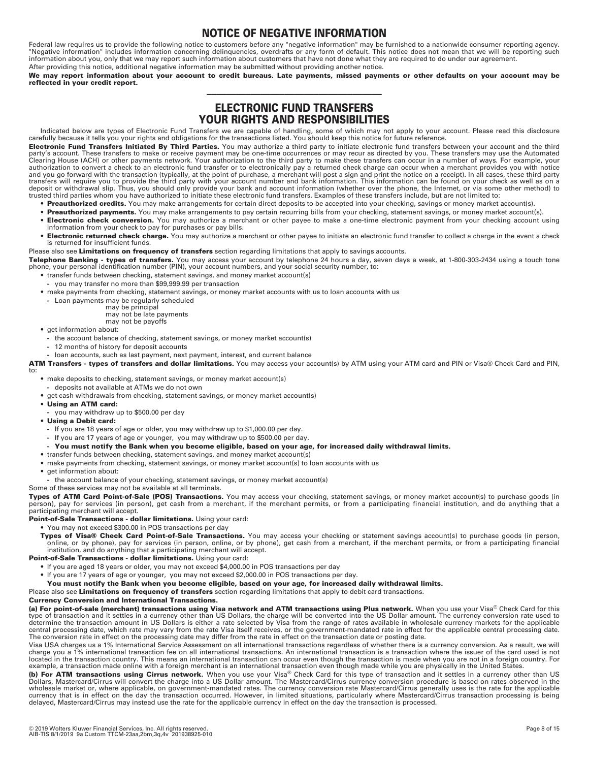# NOTICE OF NEGATIVE INFORMATION

Federal law requires us to provide the following notice to customers before any "negative information" may be furnished to a nationwide consumer reporting agency. "Negative information" includes information concerning delinquencies, overdrafts or any form of default. This notice does not mean that we will be reporting such information about you, only that we may report such information about customers that have not done what they are required to do under our agreement.

After providing this notice, additional negative information may be submitted without providing another notice.

**We may report information about your account to credit bureaus. Late payments, missed payments or other defaults on your account may be reflected in your credit report.**

---

# ELECTRONIC FUND TRANSFERS
# YOUR RIGHTS AND RESPONSIBILITIES

Indicated below are types of Electronic Fund Transfers we are capable of handling, some of which may not apply to your account. Please read this disclosure carefully because it tells you your rights and obligations for the transactions listed. You should keep this notice for future reference.

**Electronic Fund Transfers Initiated By Third Parties.** You may authorize a third party to initiate electronic fund transfers between your account and the third party's account. These transfers to make or receive payment may be one-time occurrences or may recur as directed by you. These transfers may use the Automated Clearing House (ACH) or other payments network. Your authorization to the third party to make these transfers can occur in a number of ways. For example, your authorization to convert a check to an electronic fund transfer or to electronically pay a returned check charge can occur when a merchant provides you with notice and you go forward with the transaction (typically, at the point of purchase, a merchant will post a sign and print the notice on a receipt). In all cases, these third party transfers will require you to provide the third party with your account number and bank information. This information can be found on your check as well as on a deposit or withdrawal slip. Thus, you should only provide your bank and account information (whether over the phone, the Internet, or via some other method) to trusted third parties whom you have authorized to initiate these electronic fund transfers. Examples of these transfers include, but are not limited to:

- **Preauthorized credits.** You may make arrangements for certain direct deposits to be accepted into your checking, savings or money market account(s).
- **Preauthorized payments.** You may make arrangements to pay certain recurring bills from your checking, statement savings, or money market account(s).
- **Electronic check conversion.** You may authorize a merchant or other payee to make a one-time electronic payment from your checking account using information from your check to pay for purchases or pay bills.
- **Electronic returned check charge.** You may authorize a merchant or other payee to initiate an electronic fund transfer to collect a charge in the event a check is returned for insufficient funds.

Please also see **Limitations on frequency of transfers** section regarding limitations that apply to savings accounts.

**Telephone Banking - types of transfers.** You may access your account by telephone 24 hours a day, seven days a week, at 1-800-303-2434 using a touch tone phone, your personal identification number (PIN), your account numbers, and your social security number, to:

- transfer funds between checking, statement savings, and money market account(s)
  - you may transfer no more than $99,999.99 per transaction
- make payments from checking, statement savings, or money market accounts with us to loan accounts with us
  - Loan payments may be regularly scheduled
    may be principal
    may not be late payments
    may not be payoffs
- get information about:
  - the account balance of checking, statement savings, or money market account(s)
  - 12 months of history for deposit accounts
  - loan accounts, such as last payment, next payment, interest, and current balance

**ATM Transfers - types of transfers and dollar limitations.** You may access your account(s) by ATM using your ATM card and PIN or Visa® Check Card and PIN, to:

- make deposits to checking, statement savings, or money market account(s)
  - deposits not available at ATMs we do not own
- get cash withdrawals from checking, statement savings, or money market account(s)
- **Using an ATM card:**
  - you may withdraw up to $500.00 per day
- **Using a Debit card:**
  - If you are 18 years of age or older, you may withdraw up to $1,000.00 per day.
  - If you are 17 years of age or younger, you may withdraw up to $500.00 per day.
  - **You must notify the Bank when you become eligible, based on your age, for increased daily withdrawal limits.**
- transfer funds between checking, statement savings, and money market account(s)
- make payments from checking, statement savings, or money market account(s) to loan accounts with us
- get information about:
  - the account balance of your checking, statement savings, or money market account(s)

Some of these services may not be available at all terminals.

**Types of ATM Card Point-of-Sale (POS) Transactions.** You may access your checking, statement savings, or money market account(s) to purchase goods (in person), pay for services (in person), get cash from a merchant, if the merchant permits, or from a participating financial institution, and do anything that a participating merchant will accept.

**Point-of-Sale Transactions - dollar limitations.** Using your card:

- You may not exceed $300.00 in POS transactions per day

**Types of Visa® Check Card Point-of-Sale Transactions.** You may access your checking or statement savings account(s) to purchase goods (in person, online, or by phone), pay for services (in person, online, or by phone), get cash from a merchant, if the merchant permits, or from a participating financial institution, and do anything that a participating merchant will accept.

**Point-of-Sale Transactions - dollar limitations.** Using your card:

- If you are aged 18 years or older, you may not exceed $4,000.00 in POS transactions per day
- If you are 17 years of age or younger, you may not exceed $2,000.00 in POS transactions per day.

**You must notify the Bank when you become eligible, based on your age, for increased daily withdrawal limits.**

Please also see **Limitations on frequency of transfers** section regarding limitations that apply to debit card transactions.

**Currency Conversion and International Transactions.**

**(a) For point-of-sale (merchant) transactions using Visa network and ATM transactions using Plus network.** When you use your Visa® Check Card for this type of transaction and it settles in a currency other than US Dollars, the charge will be converted into the US Dollar amount. The currency conversion rate used to determine the transaction amount in US Dollars is either a rate selected by Visa from the range of rates available in wholesale currency markets for the applicable central processing date, which rate may vary from the rate Visa itself receives, or the government-mandated rate in effect for the applicable central processing date. The conversion rate in effect on the processing date may differ from the rate in effect on the transaction date or posting date.

Visa USA charges us a 1% International Service Assessment on all international transactions regardless of whether there is a currency conversion. As a result, we will charge you a 1% international transaction fee on all international transactions. An international transaction is a transaction where the issuer of the card used is not located in the transaction country. This means an international transaction can occur even though the transaction is made when you are not in a foreign country. For example, a transaction made online with a foreign merchant is an international transaction even though made while you are physically in the United States.

**(b) For ATM transactions using Cirrus network.** When you use your Visa® Check Card for this type of transaction and it settles in a currency other than US Dollars, Mastercard/Cirrus will convert the charge into a US Dollar amount. The Mastercard/Cirrus currency conversion procedure is based on rates observed in the wholesale market or, where applicable, on government-mandated rates. The currency conversion rate Mastercard/Cirrus generally uses is the rate for the applicable currency that is in effect on the day the transaction occurred. However, in limited situations, particularly where Mastercard/Cirrus transaction processing is being delayed, Mastercard/Cirrus may instead use the rate for the applicable currency in effect on the day the transaction is processed.

© 2019 Wolters Kluwer Financial Services, Inc. All rights reserved.
AIB-TIS 8/1/2019 9a Custom TTCM-23aa,2bm,3q,4v 201938925-010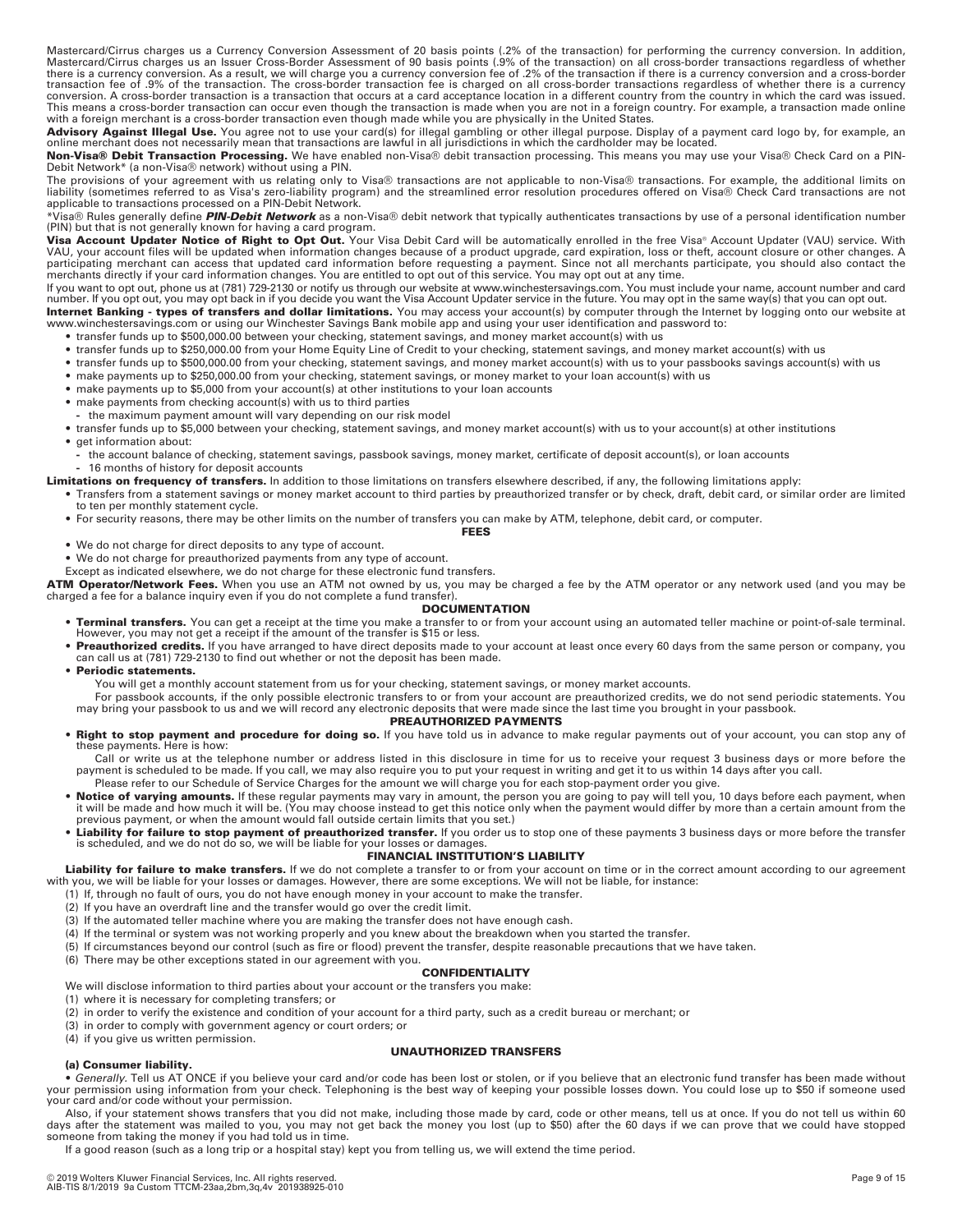Mastercard/Cirrus charges us a Currency Conversion Assessment of 20 basis points (.2% of the transaction) for performing the currency conversion. In addition, Mastercard/Cirrus charges us an Issuer Cross-Border Assessment of 90 basis points (.9% of the transaction) on all cross-border transactions regardless of whether there is a currency conversion. As a result, we will charge you a currency conversion fee of .2% of the transaction if there is a currency conversion and a cross-border transaction fee of .9% of the transaction. The cross-border transaction fee is charged on all cross-border transactions regardless of whether there is a currency conversion. A cross-border transaction is a transaction that occurs at a card acceptance location in a different country from the country in which the card was issued. This means a cross-border transaction can occur even though the transaction is made when you are not in a foreign country. For example, a transaction made online with a foreign merchant is a cross-border transaction even though made while you are physically in the United States.

**Advisory Against Illegal Use.** You agree not to use your card(s) for illegal gambling or other illegal purpose. Display of a payment card logo by, for example, an online merchant does not necessarily mean that transactions are lawful in all jurisdictions in which the cardholder may be located.

**Non-Visa® Debit Transaction Processing.** We have enabled non-Visa® debit transaction processing. This means you may use your Visa® Check Card on a PIN-Debit Network* (a non-Visa® network) without using a PIN.

The provisions of your agreement with us relating only to Visa® transactions are not applicable to non-Visa® transactions. For example, the additional limits on liability (sometimes referred to as Visa's zero-liability program) and the streamlined error resolution procedures offered on Visa® Check Card transactions are not applicable to transactions processed on a PIN-Debit Network.

*Visa® Rules generally define ***PIN-Debit Network*** as a non-Visa® debit network that typically authenticates transactions by use of a personal identification number (PIN) but that is not generally known for having a card program.

**Visa Account Updater Notice of Right to Opt Out.** Your Visa Debit Card will be automatically enrolled in the free Visa® Account Updater (VAU) service. With VAU, your account files will be updated when information changes because of a product upgrade, card expiration, loss or theft, account closure or other changes. A participating merchant can access that updated card information before requesting a payment. Since not all merchants participate, you should also contact the merchants directly if your card information changes. You are entitled to opt out of this service. You may opt out at any time.

If you want to opt out, phone us at (781) 729-2130 or notify us through our website at www.winchestersavings.com. You must include your name, account number and card number. If you opt out, you may opt back in if you decide you want the Visa Account Updater service in the future. You may opt in the same way(s) that you can opt out.

**Internet Banking - types of transfers and dollar limitations.** You may access your account(s) by computer through the Internet by logging onto our website at www.winchestersavings.com or using our Winchester Savings Bank mobile app and using your user identification and password to:

- transfer funds up to $500,000.00 between your checking, statement savings, and money market account(s) with us
- transfer funds up to $250,000.00 from your Home Equity Line of Credit to your checking, statement savings, and money market account(s) with us
- transfer funds up to $500,000.00 from your checking, statement savings, and money market account(s) with us to your passbooks savings account(s) with us
- make payments up to $250,000.00 from your checking, statement savings, or money market to your loan account(s) with us
- make payments up to $5,000 from your account(s) at other institutions to your loan accounts
- make payments from checking account(s) with us to third parties
  - the maximum payment amount will vary depending on our risk model
- transfer funds up to $5,000 between your checking, statement savings, and money market account(s) with us to your account(s) at other institutions
- get information about:
  - the account balance of checking, statement savings, passbook savings, money market, certificate of deposit account(s), or loan accounts
  - 16 months of history for deposit accounts

**Limitations on frequency of transfers.** In addition to those limitations on transfers elsewhere described, if any, the following limitations apply:

- Transfers from a statement savings or money market account to third parties by preauthorized transfer or by check, draft, debit card, or similar order are limited to ten per monthly statement cycle.
- For security reasons, there may be other limits on the number of transfers you can make by ATM, telephone, debit card, or computer.

## FEES

- We do not charge for direct deposits to any type of account.
- We do not charge for preauthorized payments from any type of account.

Except as indicated elsewhere, we do not charge for these electronic fund transfers.

**ATM Operator/Network Fees.** When you use an ATM not owned by us, you may be charged a fee by the ATM operator or any network used (and you may be charged a fee for a balance inquiry even if you do not complete a fund transfer).

## DOCUMENTATION

- **Terminal transfers.** You can get a receipt at the time you make a transfer to or from your account using an automated teller machine or point-of-sale terminal. However, you may not get a receipt if the amount of the transfer is $15 or less.
- **Preauthorized credits.** If you have arranged to have direct deposits made to your account at least once every 60 days from the same person or company, you can call us at (781) 729-2130 to find out whether or not the deposit has been made.
- **Periodic statements.**

  You will get a monthly account statement from us for your checking, statement savings, or money market accounts.

  For passbook accounts, if the only possible electronic transfers to or from your account are preauthorized credits, we do not send periodic statements. You may bring your passbook to us and we will record any electronic deposits that were made since the last time you brought in your passbook.

## PREAUTHORIZED PAYMENTS

- **Right to stop payment and procedure for doing so.** If you have told us in advance to make regular payments out of your account, you can stop any of these payments. Here is how:

  Call or write us at the telephone number or address listed in this disclosure in time for us to receive your request 3 business days or more before the payment is scheduled to be made. If you call, we may also require you to put your request in writing and get it to us within 14 days after you call.

  Please refer to our Schedule of Service Charges for the amount we will charge you for each stop-payment order you give.
- **Notice of varying amounts.** If these regular payments may vary in amount, the person you are going to pay will tell you, 10 days before each payment, when it will be made and how much it will be. (You may choose instead to get this notice only when the payment would differ by more than a certain amount from the previous payment, or when the amount would fall outside certain limits that you set.)
- **Liability for failure to stop payment of preauthorized transfer.** If you order us to stop one of these payments 3 business days or more before the transfer is scheduled, and we do not do so, we will be liable for your losses or damages.

## FINANCIAL INSTITUTION'S LIABILITY

**Liability for failure to make transfers.** If we do not complete a transfer to or from your account on time or in the correct amount according to our agreement with you, we will be liable for your losses or damages. However, there are some exceptions. We will not be liable, for instance:

(1) If, through no fault of ours, you do not have enough money in your account to make the transfer.
(2) If you have an overdraft line and the transfer would go over the credit limit.
(3) If the automated teller machine where you are making the transfer does not have enough cash.
(4) If the terminal or system was not working properly and you knew about the breakdown when you started the transfer.
(5) If circumstances beyond our control (such as fire or flood) prevent the transfer, despite reasonable precautions that we have taken.
(6) There may be other exceptions stated in our agreement with you.

## CONFIDENTIALITY

We will disclose information to third parties about your account or the transfers you make:

(1) where it is necessary for completing transfers; or
(2) in order to verify the existence and condition of your account for a third party, such as a credit bureau or merchant; or
(3) in order to comply with government agency or court orders; or
(4) if you give us written permission.

## UNAUTHORIZED TRANSFERS

**(a) Consumer liability.**

• *Generally.* Tell us AT ONCE if you believe your card and/or code has been lost or stolen, or if you believe that an electronic fund transfer has been made without your permission using information from your check. Telephoning is the best way of keeping your possible losses down. You could lose up to $50 if someone used your card and/or code without your permission.

Also, if your statement shows transfers that you did not make, including those made by card, code or other means, tell us at once. If you do not tell us within 60 days after the statement was mailed to you, you may not get back the money you lost (up to $50) after the 60 days if we can prove that we could have stopped someone from taking the money if you had told us in time.

If a good reason (such as a long trip or a hospital stay) kept you from telling us, we will extend the time period.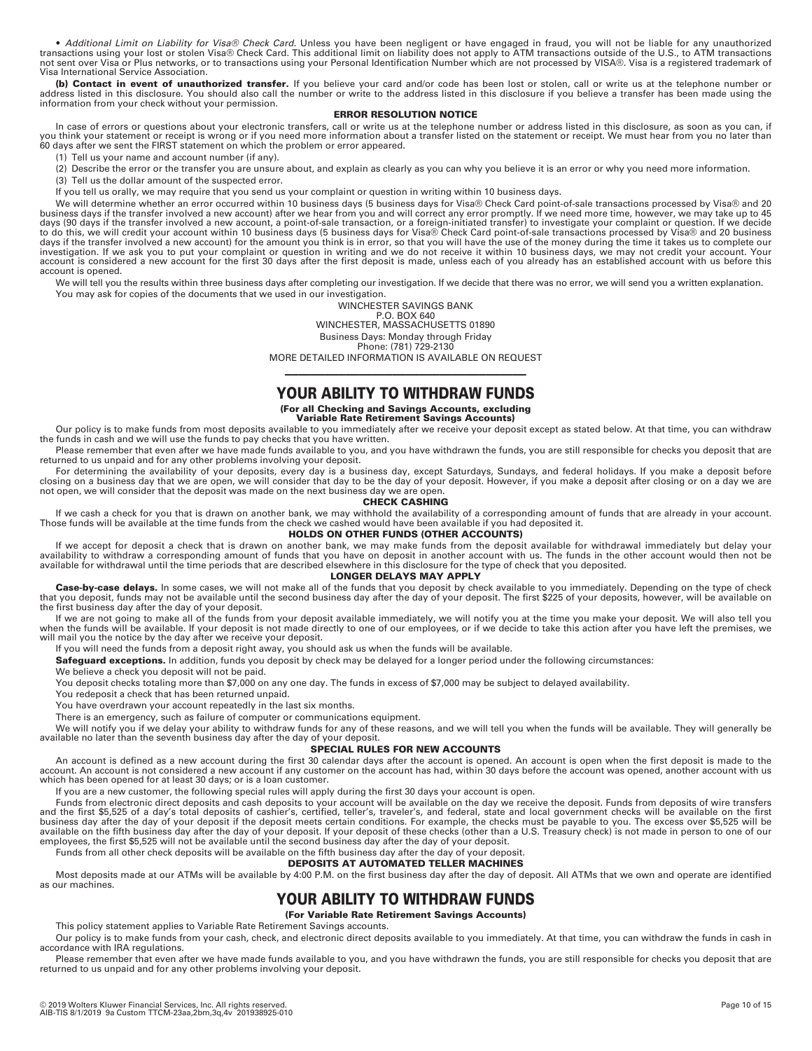• *Additional Limit on Liability for Visa® Check Card.* Unless you have been negligent or have engaged in fraud, you will not be liable for any unauthorized transactions using your lost or stolen Visa® Check Card. This additional limit on liability does not apply to ATM transactions outside of the U.S., to ATM transactions not sent over Visa or Plus networks, or to transactions using your Personal Identification Number which are not processed by VISA®. Visa is a registered trademark of Visa International Service Association.

**(b) Contact in event of unauthorized transfer.** If you believe your card and/or code has been lost or stolen, call or write us at the telephone number or address listed in this disclosure. You should also call the number or write to the address listed in this disclosure if you believe a transfer has been made using the information from your check without your permission.

#### ERROR RESOLUTION NOTICE

In case of errors or questions about your electronic transfers, call or write us at the telephone number or address listed in this disclosure, as soon as you can, if you think your statement or receipt is wrong or if you need more information about a transfer listed on the statement or receipt. We must hear from you no later than 60 days after we sent the FIRST statement on which the problem or error appeared.

(1) Tell us your name and account number (if any).

(2) Describe the error or the transfer you are unsure about, and explain as clearly as you can why you believe it is an error or why you need more information.

(3) Tell us the dollar amount of the suspected error.

If you tell us orally, we may require that you send us your complaint or question in writing within 10 business days.

We will determine whether an error occurred within 10 business days (5 business days for Visa® Check Card point-of-sale transactions processed by Visa® and 20 business days if the transfer involved a new account) after we hear from you and will correct any error promptly. If we need more time, however, we may take up to 45 days (90 days if the transfer involved a new account, a point-of-sale transaction, or a foreign-initiated transfer) to investigate your complaint or question. If we decide to do this, we will credit your account within 10 business days (5 business days for Visa® Check Card point-of-sale transactions processed by Visa® and 20 business days if the transfer involved a new account) for the amount you think is in error, so that you will have the use of the money during the time it takes us to complete our investigation. If we ask you to put your complaint or question in writing and we do not receive it within 10 business days, we may not credit your account. Your account is considered a new account for the first 30 days after the first deposit is made, unless each of you already has an established account with us before this account is opened.

We will tell you the results within three business days after completing our investigation. If we decide that there was no error, we will send you a written explanation. You may ask for copies of the documents that we used in our investigation.

WINCHESTER SAVINGS BANK
P.O. BOX 640
WINCHESTER, MASSACHUSETTS 01890
Business Days: Monday through Friday
Phone: (781) 729-2130
MORE DETAILED INFORMATION IS AVAILABLE ON REQUEST

---

## YOUR ABILITY TO WITHDRAW FUNDS

**(For all Checking and Savings Accounts, excluding Variable Rate Retirement Savings Accounts)**

Our policy is to make funds from most deposits available to you immediately after we receive your deposit except as stated below. At that time, you can withdraw the funds in cash and we will use the funds to pay checks that you have written.

Please remember that even after we have made funds available to you, and you have withdrawn the funds, you are still responsible for checks you deposit that are returned to us unpaid and for any other problems involving your deposit.

For determining the availability of your deposits, every day is a business day, except Saturdays, Sundays, and federal holidays. If you make a deposit before closing on a business day that we are open, we will consider that day to be the day of your deposit. However, if you make a deposit after closing or on a day we are not open, we will consider that the deposit was made on the next business day we are open.

#### CHECK CASHING

If we cash a check for you that is drawn on another bank, we may withhold the availability of a corresponding amount of funds that are already in your account. Those funds will be available at the time funds from the check we cashed would have been available if you had deposited it.

#### HOLDS ON OTHER FUNDS (OTHER ACCOUNTS)

If we accept for deposit a check that is drawn on another bank, we may make funds from the deposit available for withdrawal immediately but delay your availability to withdraw a corresponding amount of funds that you have on deposit in another account with us. The funds in the other account would then not be available for withdrawal until the time periods that are described elsewhere in this disclosure for the type of check that you deposited.

#### LONGER DELAYS MAY APPLY

**Case-by-case delays.** In some cases, we will not make all of the funds that you deposit by check available to you immediately. Depending on the type of check that you deposit, funds may not be available until the second business day after the day of your deposit. The first $225 of your deposits, however, will be available on the first business day after the day of your deposit.

If we are not going to make all of the funds from your deposit available immediately, we will notify you at the time you make your deposit. We will also tell you when the funds will be available. If your deposit is not made directly to one of our employees, or if we decide to take this action after you have left the premises, we will mail you the notice by the day after we receive your deposit.

If you will need the funds from a deposit right away, you should ask us when the funds will be available.

**Safeguard exceptions.** In addition, funds you deposit by check may be delayed for a longer period under the following circumstances:

We believe a check you deposit will not be paid.

You deposit checks totaling more than $7,000 on any one day. The funds in excess of $7,000 may be subject to delayed availability.

You redeposit a check that has been returned unpaid.

You have overdrawn your account repeatedly in the last six months.

There is an emergency, such as failure of computer or communications equipment.

We will notify you if we delay your ability to withdraw funds for any of these reasons, and we will tell you when the funds will be available. They will generally be available no later than the seventh business day after the day of your deposit.

#### SPECIAL RULES FOR NEW ACCOUNTS

An account is defined as a new account during the first 30 calendar days after the account is opened. An account is open when the first deposit is made to the account. An account is not considered a new account if any customer on the account has had, within 30 days before the account was opened, another account with us which has been opened for at least 30 days; or is a loan customer.

If you are a new customer, the following special rules will apply during the first 30 days your account is open.

Funds from electronic direct deposits and cash deposits to your account will be available on the day we receive the deposit. Funds from deposits of wire transfers and the first $5,525 of a day's total deposits of cashier's, certified, teller's, traveler's, and federal, state and local government checks will be available on the first business day after the day of your deposit if the deposit meets certain conditions. For example, the checks must be payable to you. The excess over $5,525 will be available on the fifth business day after the day of your deposit. If your deposit of these checks (other than a U.S. Treasury check) is not made in person to one of our employees, the first $5,525 will not be available until the second business day after the day of your deposit.

Funds from all other check deposits will be available on the fifth business day after the day of your deposit.

#### DEPOSITS AT AUTOMATED TELLER MACHINES

Most deposits made at our ATMs will be available by 4:00 P.M. on the first business day after the day of deposit. All ATMs that we own and operate are identified as our machines.

## YOUR ABILITY TO WITHDRAW FUNDS

**(For Variable Rate Retirement Savings Accounts)**

This policy statement applies to Variable Rate Retirement Savings accounts.

Our policy is to make funds from your cash, check, and electronic direct deposits available to you immediately. At that time, you can withdraw the funds in cash in accordance with IRA regulations.

Please remember that even after we have made funds available to you, and you have withdrawn the funds, you are still responsible for checks you deposit that are returned to us unpaid and for any other problems involving your deposit.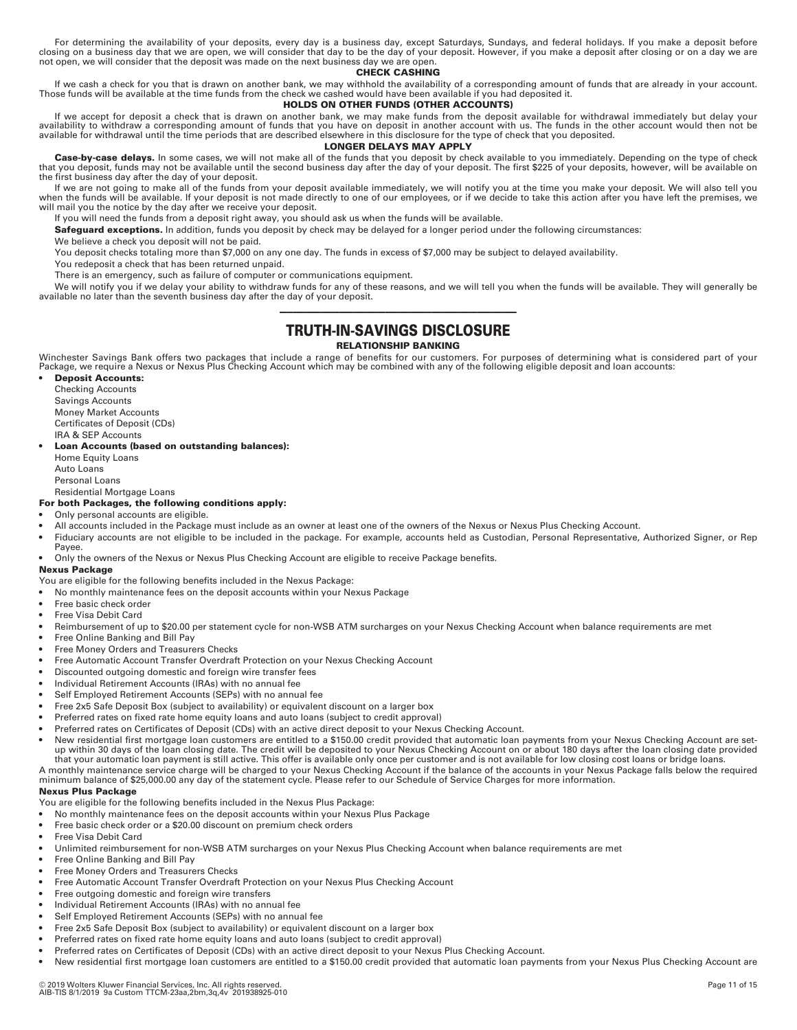For determining the availability of your deposits, every day is a business day, except Saturdays, Sundays, and federal holidays. If you make a deposit before closing on a business day that we are open, we will consider that day to be the day of your deposit. However, if you make a deposit after closing or on a day we are not open, we will consider that the deposit was made on the next business day we are open.

#### CHECK CASHING

If we cash a check for you that is drawn on another bank, we may withhold the availability of a corresponding amount of funds that are already in your account. Those funds will be available at the time funds from the check we cashed would have been available if you had deposited it.

#### HOLDS ON OTHER FUNDS (OTHER ACCOUNTS)

If we accept for deposit a check that is drawn on another bank, we may make funds from the deposit available for withdrawal immediately but delay your availability to withdraw a corresponding amount of funds that you have on deposit in another account with us. The funds in the other account would then not be available for withdrawal until the time periods that are described elsewhere in this disclosure for the type of check that you deposited.

#### LONGER DELAYS MAY APPLY

**Case-by-case delays.** In some cases, we will not make all of the funds that you deposit by check available to you immediately. Depending on the type of check that you deposit, funds may not be available until the second business day after the day of your deposit. The first $225 of your deposits, however, will be available on the first business day after the day of your deposit.

If we are not going to make all of the funds from your deposit available immediately, we will notify you at the time you make your deposit. We will also tell you when the funds will be available. If your deposit is not made directly to one of our employees, or if we decide to take this action after you have left the premises, we will mail you the notice by the day after we receive your deposit.

If you will need the funds from a deposit right away, you should ask us when the funds will be available.

**Safeguard exceptions.** In addition, funds you deposit by check may be delayed for a longer period under the following circumstances:

We believe a check you deposit will not be paid.

You deposit checks totaling more than $7,000 on any one day. The funds in excess of $7,000 may be subject to delayed availability.

You redeposit a check that has been returned unpaid.

There is an emergency, such as failure of computer or communications equipment.

We will notify you if we delay your ability to withdraw funds for any of these reasons, and we will tell you when the funds will be available. They will generally be available no later than the seventh business day after the day of your deposit.

---

## TRUTH-IN-SAVINGS DISCLOSURE

#### RELATIONSHIP BANKING

Winchester Savings Bank offers two packages that include a range of benefits for our customers. For purposes of determining what is considered part of your Package, we require a Nexus or Nexus Plus Checking Account which may be combined with any of the following eligible deposit and loan accounts:

- **Deposit Accounts:**
  - Checking Accounts
  - Savings Accounts
  - Money Market Accounts
  - Certificates of Deposit (CDs)
  - IRA & SEP Accounts
- **Loan Accounts (based on outstanding balances):**
  - Home Equity Loans
  - Auto Loans
  - Personal Loans
  - Residential Mortgage Loans

**For both Packages, the following conditions apply:**

- Only personal accounts are eligible.
- All accounts included in the Package must include as an owner at least one of the owners of the Nexus or Nexus Plus Checking Account.
- Fiduciary accounts are not eligible to be included in the package. For example, accounts held as Custodian, Personal Representative, Authorized Signer, or Rep Payee.
- Only the owners of the Nexus or Nexus Plus Checking Account are eligible to receive Package benefits.

**Nexus Package**

You are eligible for the following benefits included in the Nexus Package:

- No monthly maintenance fees on the deposit accounts within your Nexus Package
- Free basic check order
- Free Visa Debit Card
- Reimbursement of up to $20.00 per statement cycle for non-WSB ATM surcharges on your Nexus Checking Account when balance requirements are met
- Free Online Banking and Bill Pay
- Free Money Orders and Treasurers Checks
- Free Automatic Account Transfer Overdraft Protection on your Nexus Checking Account
- Discounted outgoing domestic and foreign wire transfer fees
- Individual Retirement Accounts (IRAs) with no annual fee
- Self Employed Retirement Accounts (SEPs) with no annual fee
- Free 2x5 Safe Deposit Box (subject to availability) or equivalent discount on a larger box
- Preferred rates on fixed rate home equity loans and auto loans (subject to credit approval)
- Preferred rates on Certificates of Deposit (CDs) with an active direct deposit to your Nexus Checking Account.
- New residential first mortgage loan customers are entitled to a $150.00 credit provided that automatic loan payments from your Nexus Checking Account are set-up within 30 days of the loan closing date. The credit will be deposited to your Nexus Checking Account on or about 180 days after the loan closing date provided that your automatic loan payment is still active. This offer is available only once per customer and is not available for low closing cost loans or bridge loans.

A monthly maintenance service charge will be charged to your Nexus Checking Account if the balance of the accounts in your Nexus Package falls below the required minimum balance of $25,000.00 any day of the statement cycle. Please refer to our Schedule of Service Charges for more information.

**Nexus Plus Package**

You are eligible for the following benefits included in the Nexus Plus Package:

- No monthly maintenance fees on the deposit accounts within your Nexus Plus Package
- Free basic check order or a $20.00 discount on premium check orders
- Free Visa Debit Card
- Unlimited reimbursement for non-WSB ATM surcharges on your Nexus Plus Checking Account when balance requirements are met
- Free Online Banking and Bill Pay
- Free Money Orders and Treasurers Checks
- Free Automatic Account Transfer Overdraft Protection on your Nexus Plus Checking Account
- Free outgoing domestic and foreign wire transfers
- Individual Retirement Accounts (IRAs) with no annual fee
- Self Employed Retirement Accounts (SEPs) with no annual fee
- Free 2x5 Safe Deposit Box (subject to availability) or equivalent discount on a larger box
- Preferred rates on fixed rate home equity loans and auto loans (subject to credit approval)
- Preferred rates on Certificates of Deposit (CDs) with an active direct deposit to your Nexus Plus Checking Account.
- New residential first mortgage loan customers are entitled to a $150.00 credit provided that automatic loan payments from your Nexus Plus Checking Account are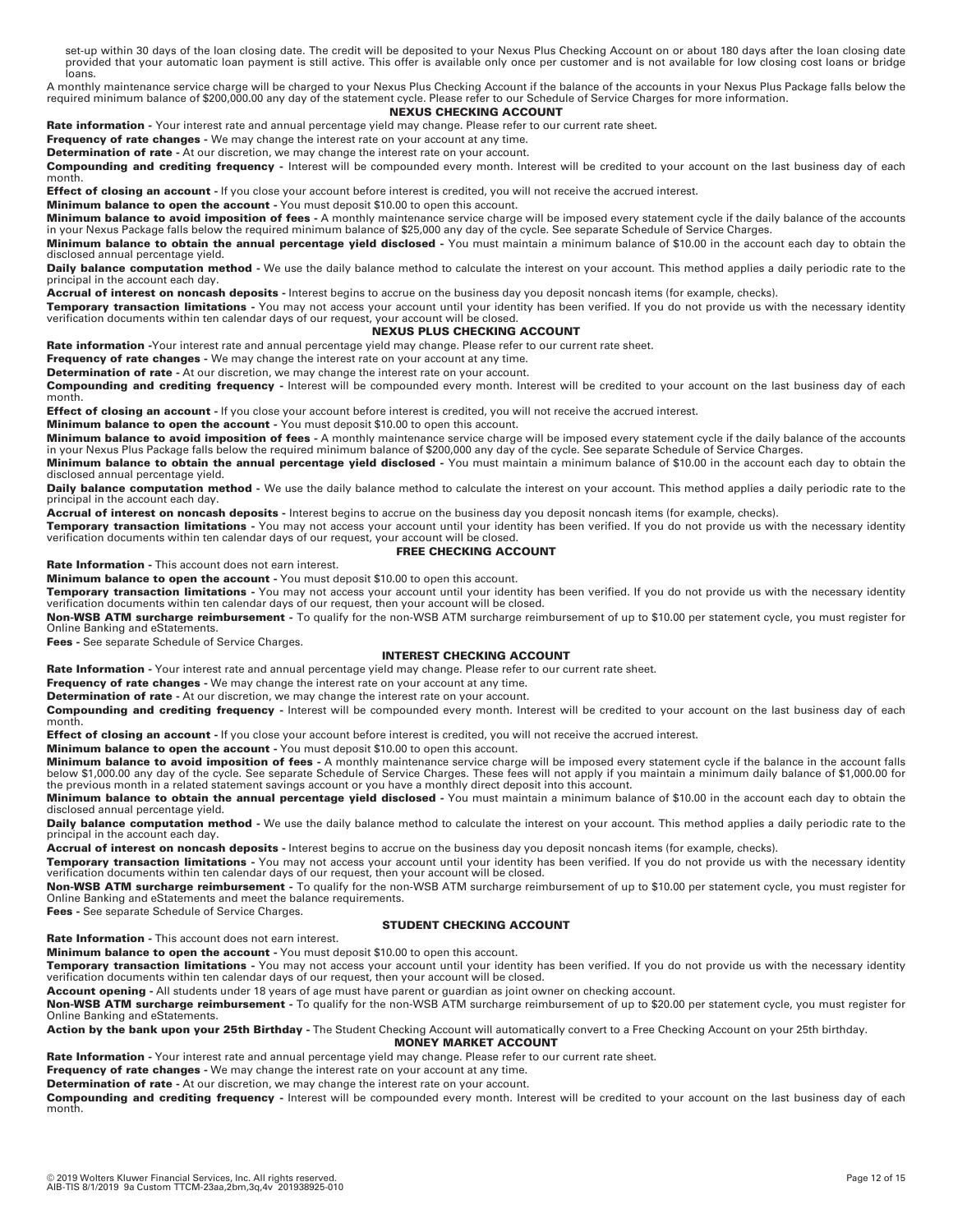set-up within 30 days of the loan closing date. The credit will be deposited to your Nexus Plus Checking Account on or about 180 days after the loan closing date provided that your automatic loan payment is still active. This offer is available only once per customer and is not available for low closing cost loans or bridge loans.

A monthly maintenance service charge will be charged to your Nexus Plus Checking Account if the balance of the accounts in your Nexus Plus Package falls below the required minimum balance of $200,000.00 any day of the statement cycle. Please refer to our Schedule of Service Charges for more information.

## NEXUS CHECKING ACCOUNT

**Rate information -** Your interest rate and annual percentage yield may change. Please refer to our current rate sheet.

**Frequency of rate changes -** We may change the interest rate on your account at any time.

**Determination of rate -** At our discretion, we may change the interest rate on your account.

**Compounding and crediting frequency -** Interest will be compounded every month. Interest will be credited to your account on the last business day of each month.

**Effect of closing an account -** If you close your account before interest is credited, you will not receive the accrued interest.

**Minimum balance to open the account -** You must deposit $10.00 to open this account.

**Minimum balance to avoid imposition of fees -** A monthly maintenance service charge will be imposed every statement cycle if the daily balance of the accounts in your Nexus Package falls below the required minimum balance of $25,000 any day of the cycle. See separate Schedule of Service Charges.

**Minimum balance to obtain the annual percentage yield disclosed -** You must maintain a minimum balance of $10.00 in the account each day to obtain the disclosed annual percentage yield.

**Daily balance computation method -** We use the daily balance method to calculate the interest on your account. This method applies a daily periodic rate to the principal in the account each day.

**Accrual of interest on noncash deposits -** Interest begins to accrue on the business day you deposit noncash items (for example, checks).

**Temporary transaction limitations -** You may not access your account until your identity has been verified. If you do not provide us with the necessary identity verification documents within ten calendar days of our request, your account will be closed.

## NEXUS PLUS CHECKING ACCOUNT

**Rate information -**Your interest rate and annual percentage yield may change. Please refer to our current rate sheet.

**Frequency of rate changes -** We may change the interest rate on your account at any time.

**Determination of rate -** At our discretion, we may change the interest rate on your account.

**Compounding and crediting frequency -** Interest will be compounded every month. Interest will be credited to your account on the last business day of each month.

**Effect of closing an account -** If you close your account before interest is credited, you will not receive the accrued interest.

**Minimum balance to open the account -** You must deposit $10.00 to open this account.

**Minimum balance to avoid imposition of fees -** A monthly maintenance service charge will be imposed every statement cycle if the daily balance of the accounts in your Nexus Plus Package falls below the required minimum balance of $200,000 any day of the cycle. See separate Schedule of Service Charges.

**Minimum balance to obtain the annual percentage yield disclosed -** You must maintain a minimum balance of $10.00 in the account each day to obtain the disclosed annual percentage yield.

**Daily balance computation method -** We use the daily balance method to calculate the interest on your account. This method applies a daily periodic rate to the principal in the account each day.

**Accrual of interest on noncash deposits -** Interest begins to accrue on the business day you deposit noncash items (for example, checks).

**Temporary transaction limitations -** You may not access your account until your identity has been verified. If you do not provide us with the necessary identity verification documents within ten calendar days of our request, your account will be closed.

## FREE CHECKING ACCOUNT

**Rate Information -** This account does not earn interest.

**Minimum balance to open the account -** You must deposit $10.00 to open this account.

**Temporary transaction limitations -** You may not access your account until your identity has been verified. If you do not provide us with the necessary identity verification documents within ten calendar days of our request, then your account will be closed.

**Non-WSB ATM surcharge reimbursement -** To qualify for the non-WSB ATM surcharge reimbursement of up to $10.00 per statement cycle, you must register for Online Banking and eStatements.

**Fees -** See separate Schedule of Service Charges.

## INTEREST CHECKING ACCOUNT

**Rate Information -** Your interest rate and annual percentage yield may change. Please refer to our current rate sheet.

**Frequency of rate changes -** We may change the interest rate on your account at any time.

**Determination of rate -** At our discretion, we may change the interest rate on your account.

**Compounding and crediting frequency -** Interest will be compounded every month. Interest will be credited to your account on the last business day of each month.

**Effect of closing an account -** If you close your account before interest is credited, you will not receive the accrued interest.

**Minimum balance to open the account -** You must deposit $10.00 to open this account.

**Minimum balance to avoid imposition of fees -** A monthly maintenance service charge will be imposed every statement cycle if the balance in the account falls below $1,000.00 any day of the cycle. See separate Schedule of Service Charges. These fees will not apply if you maintain a minimum daily balance of $1,000.00 for the previous month in a related statement savings account or you have a monthly direct deposit into this account.

**Minimum balance to obtain the annual percentage yield disclosed -** You must maintain a minimum balance of $10.00 in the account each day to obtain the disclosed annual percentage yield.

**Daily balance computation method -** We use the daily balance method to calculate the interest on your account. This method applies a daily periodic rate to the principal in the account each day.

**Accrual of interest on noncash deposits -** Interest begins to accrue on the business day you deposit noncash items (for example, checks).

**Temporary transaction limitations -** You may not access your account until your identity has been verified. If you do not provide us with the necessary identity verification documents within ten calendar days of our request, then your account will be closed.

**Non-WSB ATM surcharge reimbursement -** To qualify for the non-WSB ATM surcharge reimbursement of up to $10.00 per statement cycle, you must register for Online Banking and eStatements and meet the balance requirements.

**Fees -** See separate Schedule of Service Charges.

## STUDENT CHECKING ACCOUNT

**Rate Information -** This account does not earn interest.

**Minimum balance to open the account -** You must deposit $10.00 to open this account.

**Temporary transaction limitations -** You may not access your account until your identity has been verified. If you do not provide us with the necessary identity verification documents within ten calendar days of our request, then your account will be closed.

**Account opening -** All students under 18 years of age must have parent or guardian as joint owner on checking account.

**Non-WSB ATM surcharge reimbursement -** To qualify for the non-WSB ATM surcharge reimbursement of up to $20.00 per statement cycle, you must register for Online Banking and eStatements.

**Action by the bank upon your 25th Birthday -** The Student Checking Account will automatically convert to a Free Checking Account on your 25th birthday.

## MONEY MARKET ACCOUNT

**Rate Information -** Your interest rate and annual percentage yield may change. Please refer to our current rate sheet.

**Frequency of rate changes -** We may change the interest rate on your account at any time.

**Determination of rate -** At our discretion, we may change the interest rate on your account.

**Compounding and crediting frequency -** Interest will be compounded every month. Interest will be credited to your account on the last business day of each month.

© 2019 Wolters Kluwer Financial Services, Inc. All rights reserved.
AIB-TIS 8/1/2019 9a Custom TTCM-23aa,2bm,3q,4v 201938925-010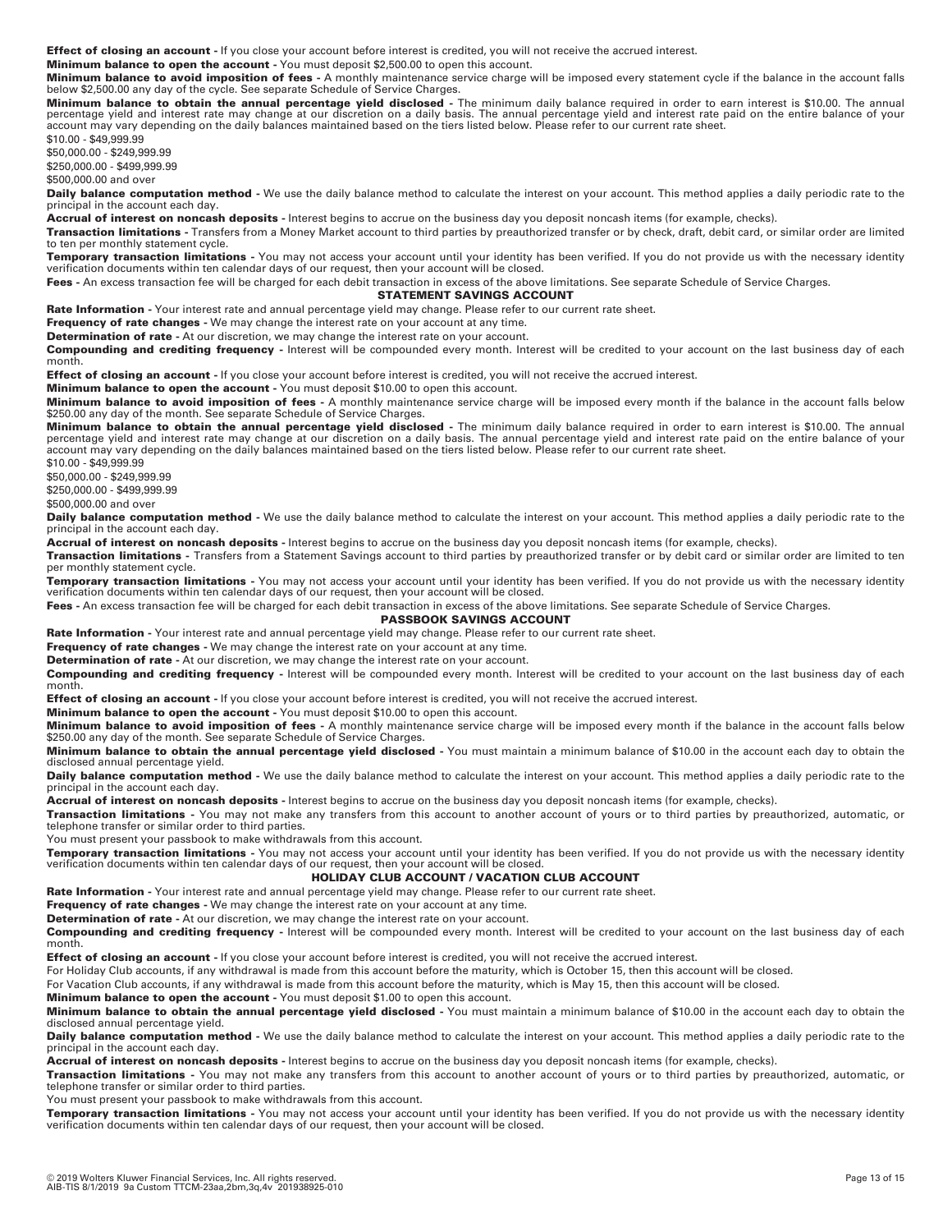**Effect of closing an account -** If you close your account before interest is credited, you will not receive the accrued interest.

**Minimum balance to open the account -** You must deposit $2,500.00 to open this account.

**Minimum balance to avoid imposition of fees -** A monthly maintenance service charge will be imposed every statement cycle if the balance in the account falls below $2,500.00 any day of the cycle. See separate Schedule of Service Charges.

**Minimum balance to obtain the annual percentage yield disclosed -** The minimum daily balance required in order to earn interest is $10.00. The annual percentage yield and interest rate may change at our discretion on a daily basis. The annual percentage yield and interest rate paid on the entire balance of your account may vary depending on the daily balances maintained based on the tiers listed below. Please refer to our current rate sheet.

$10.00 - $49,999.99

$50,000.00 - $249,999.99

$250,000.00 - $499,999.99

$500,000.00 and over

**Daily balance computation method -** We use the daily balance method to calculate the interest on your account. This method applies a daily periodic rate to the principal in the account each day.

**Accrual of interest on noncash deposits -** Interest begins to accrue on the business day you deposit noncash items (for example, checks).

**Transaction limitations -** Transfers from a Money Market account to third parties by preauthorized transfer or by check, draft, debit card, or similar order are limited to ten per monthly statement cycle.

**Temporary transaction limitations -** You may not access your account until your identity has been verified. If you do not provide us with the necessary identity verification documents within ten calendar days of our request, then your account will be closed.

**Fees -** An excess transaction fee will be charged for each debit transaction in excess of the above limitations. See separate Schedule of Service Charges.

## STATEMENT SAVINGS ACCOUNT

**Rate Information -** Your interest rate and annual percentage yield may change. Please refer to our current rate sheet.

**Frequency of rate changes -** We may change the interest rate on your account at any time.

**Determination of rate -** At our discretion, we may change the interest rate on your account.

**Compounding and crediting frequency -** Interest will be compounded every month. Interest will be credited to your account on the last business day of each month.

**Effect of closing an account -** If you close your account before interest is credited, you will not receive the accrued interest.

**Minimum balance to open the account -** You must deposit $10.00 to open this account.

**Minimum balance to avoid imposition of fees -** A monthly maintenance service charge will be imposed every month if the balance in the account falls below $250.00 any day of the month. See separate Schedule of Service Charges.

**Minimum balance to obtain the annual percentage yield disclosed -** The minimum daily balance required in order to earn interest is $10.00. The annual percentage yield and interest rate may change at our discretion on a daily basis. The annual percentage yield and interest rate paid on the entire balance of your account may vary depending on the daily balances maintained based on the tiers listed below. Please refer to our current rate sheet.

$10.00 - $49,999.99

$50,000.00 - $249,999.99

$250,000.00 - $499,999.99

$500,000.00 and over

**Daily balance computation method -** We use the daily balance method to calculate the interest on your account. This method applies a daily periodic rate to the principal in the account each day.

**Accrual of interest on noncash deposits -** Interest begins to accrue on the business day you deposit noncash items (for example, checks).

**Transaction limitations -** Transfers from a Statement Savings account to third parties by preauthorized transfer or by debit card or similar order are limited to ten per monthly statement cycle.

**Temporary transaction limitations -** You may not access your account until your identity has been verified. If you do not provide us with the necessary identity verification documents within ten calendar days of our request, then your account will be closed.

**Fees -** An excess transaction fee will be charged for each debit transaction in excess of the above limitations. See separate Schedule of Service Charges.

## PASSBOOK SAVINGS ACCOUNT

**Rate Information -** Your interest rate and annual percentage yield may change. Please refer to our current rate sheet.

**Frequency of rate changes -** We may change the interest rate on your account at any time.

**Determination of rate -** At our discretion, we may change the interest rate on your account.

**Compounding and crediting frequency -** Interest will be compounded every month. Interest will be credited to your account on the last business day of each month.

**Effect of closing an account -** If you close your account before interest is credited, you will not receive the accrued interest.

**Minimum balance to open the account -** You must deposit $10.00 to open this account.

**Minimum balance to avoid imposition of fees -** A monthly maintenance service charge will be imposed every month if the balance in the account falls below $250.00 any day of the month. See separate Schedule of Service Charges.

**Minimum balance to obtain the annual percentage yield disclosed -** You must maintain a minimum balance of $10.00 in the account each day to obtain the disclosed annual percentage yield.

**Daily balance computation method -** We use the daily balance method to calculate the interest on your account. This method applies a daily periodic rate to the principal in the account each day.

**Accrual of interest on noncash deposits -** Interest begins to accrue on the business day you deposit noncash items (for example, checks).

**Transaction limitations -** You may not make any transfers from this account to another account of yours or to third parties by preauthorized, automatic, or telephone transfer or similar order to third parties.

You must present your passbook to make withdrawals from this account.

**Temporary transaction limitations -** You may not access your account until your identity has been verified. If you do not provide us with the necessary identity verification documents within ten calendar days of our request, then your account will be closed.

## HOLIDAY CLUB ACCOUNT / VACATION CLUB ACCOUNT

**Rate Information -** Your interest rate and annual percentage yield may change. Please refer to our current rate sheet.

**Frequency of rate changes -** We may change the interest rate on your account at any time.

**Determination of rate -** At our discretion, we may change the interest rate on your account.

**Compounding and crediting frequency -** Interest will be compounded every month. Interest will be credited to your account on the last business day of each month.

**Effect of closing an account -** If you close your account before interest is credited, you will not receive the accrued interest.

For Holiday Club accounts, if any withdrawal is made from this account before the maturity, which is October 15, then this account will be closed.

For Vacation Club accounts, if any withdrawal is made from this account before the maturity, which is May 15, then this account will be closed.

**Minimum balance to open the account -** You must deposit $1.00 to open this account.

**Minimum balance to obtain the annual percentage yield disclosed -** You must maintain a minimum balance of $10.00 in the account each day to obtain the disclosed annual percentage yield.

**Daily balance computation method -** We use the daily balance method to calculate the interest on your account. This method applies a daily periodic rate to the principal in the account each day.

**Accrual of interest on noncash deposits -** Interest begins to accrue on the business day you deposit noncash items (for example, checks).

**Transaction limitations -** You may not make any transfers from this account to another account of yours or to third parties by preauthorized, automatic, or telephone transfer or similar order to third parties.

You must present your passbook to make withdrawals from this account.

**Temporary transaction limitations -** You may not access your account until your identity has been verified. If you do not provide us with the necessary identity verification documents within ten calendar days of our request, then your account will be closed.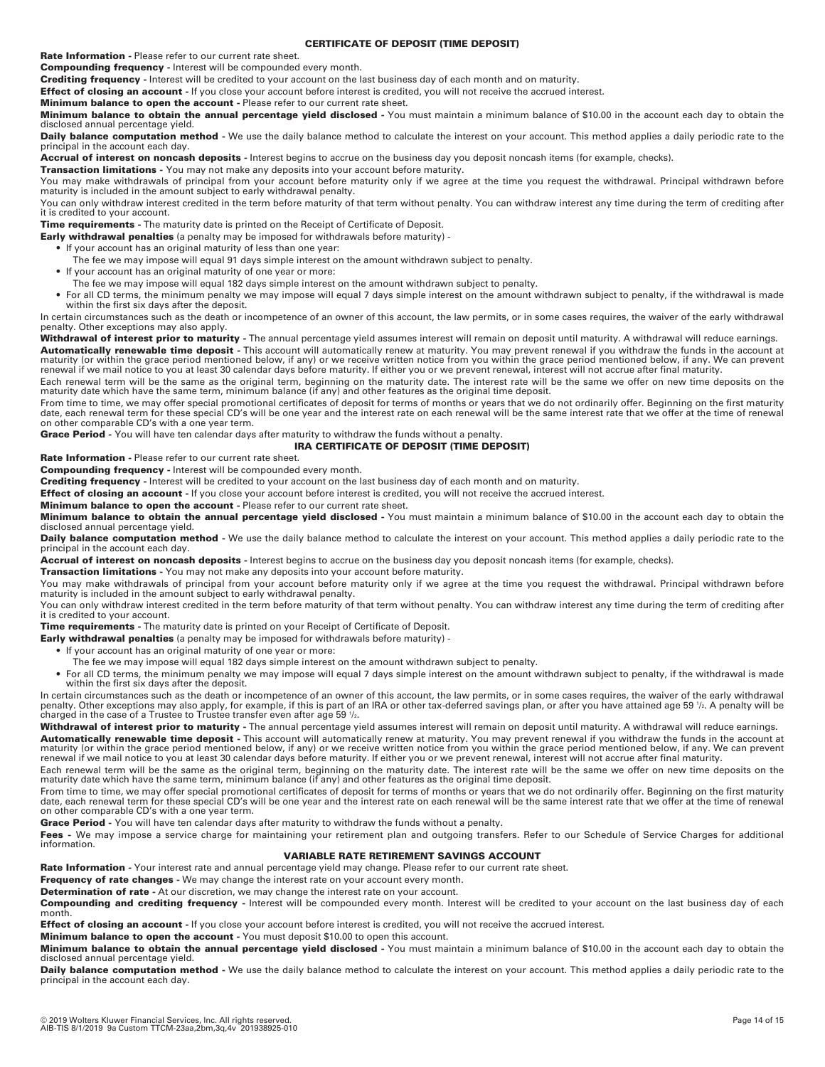## CERTIFICATE OF DEPOSIT (TIME DEPOSIT)

**Rate Information -** Please refer to our current rate sheet.

**Compounding frequency -** Interest will be compounded every month.

**Crediting frequency -** Interest will be credited to your account on the last business day of each month and on maturity.

**Effect of closing an account -** If you close your account before interest is credited, you will not receive the accrued interest.

**Minimum balance to open the account -** Please refer to our current rate sheet.

**Minimum balance to obtain the annual percentage yield disclosed -** You must maintain a minimum balance of $10.00 in the account each day to obtain the disclosed annual percentage yield.

**Daily balance computation method -** We use the daily balance method to calculate the interest on your account. This method applies a daily periodic rate to the principal in the account each day.

**Accrual of interest on noncash deposits -** Interest begins to accrue on the business day you deposit noncash items (for example, checks).

**Transaction limitations -** You may not make any deposits into your account before maturity.

You may make withdrawals of principal from your account before maturity only if we agree at the time you request the withdrawal. Principal withdrawn before maturity is included in the amount subject to early withdrawal penalty.

You can only withdraw interest credited in the term before maturity of that term without penalty. You can withdraw interest any time during the term of crediting after it is credited to your account.

**Time requirements -** The maturity date is printed on the Receipt of Certificate of Deposit.

**Early withdrawal penalties** (a penalty may be imposed for withdrawals before maturity) -

- If your account has an original maturity of less than one year:
  The fee we may impose will equal 91 days simple interest on the amount withdrawn subject to penalty.
- If your account has an original maturity of one year or more:
  The fee we may impose will equal 182 days simple interest on the amount withdrawn subject to penalty.
- For all CD terms, the minimum penalty we may impose will equal 7 days simple interest on the amount withdrawn subject to penalty, if the withdrawal is made within the first six days after the deposit.

In certain circumstances such as the death or incompetence of an owner of this account, the law permits, or in some cases requires, the waiver of the early withdrawal penalty. Other exceptions may also apply.

**Withdrawal of interest prior to maturity -** The annual percentage yield assumes interest will remain on deposit until maturity. A withdrawal will reduce earnings.

**Automatically renewable time deposit -** This account will automatically renew at maturity. You may prevent renewal if you withdraw the funds in the account at maturity (or within the grace period mentioned below, if any) or we receive written notice from you within the grace period mentioned below, if any. We can prevent renewal if we mail notice to you at least 30 calendar days before maturity. If either you or we prevent renewal, interest will not accrue after final maturity.

Each renewal term will be the same as the original term, beginning on the maturity date. The interest rate will be the same we offer on new time deposits on the maturity date which have the same term, minimum balance (if any) and other features as the original time deposit.

From time to time, we may offer special promotional certificates of deposit for terms of months or years that we do not ordinarily offer. Beginning on the first maturity date, each renewal term for these special CD's will be one year and the interest rate on each renewal will be the same interest rate that we offer at the time of renewal on other comparable CD's with a one year term.

**Grace Period -** You will have ten calendar days after maturity to withdraw the funds without a penalty.

## IRA CERTIFICATE OF DEPOSIT (TIME DEPOSIT)

**Rate Information -** Please refer to our current rate sheet.

**Compounding frequency -** Interest will be compounded every month.

**Crediting frequency -** Interest will be credited to your account on the last business day of each month and on maturity.

**Effect of closing an account -** If you close your account before interest is credited, you will not receive the accrued interest.

**Minimum balance to open the account -** Please refer to our current rate sheet.

**Minimum balance to obtain the annual percentage yield disclosed -** You must maintain a minimum balance of $10.00 in the account each day to obtain the disclosed annual percentage yield.

**Daily balance computation method -** We use the daily balance method to calculate the interest on your account. This method applies a daily periodic rate to the principal in the account each day.

**Accrual of interest on noncash deposits -** Interest begins to accrue on the business day you deposit noncash items (for example, checks).

**Transaction limitations -** You may not make any deposits into your account before maturity.

You may make withdrawals of principal from your account before maturity only if we agree at the time you request the withdrawal. Principal withdrawn before maturity is included in the amount subject to early withdrawal penalty.

You can only withdraw interest credited in the term before maturity of that term without penalty. You can withdraw interest any time during the term of crediting after it is credited to your account.

**Time requirements -** The maturity date is printed on your Receipt of Certificate of Deposit.

**Early withdrawal penalties** (a penalty may be imposed for withdrawals before maturity) -

- If your account has an original maturity of one year or more:
  The fee we may impose will equal 182 days simple interest on the amount withdrawn subject to penalty.
- For all CD terms, the minimum penalty we may impose will equal 7 days simple interest on the amount withdrawn subject to penalty, if the withdrawal is made within the first six days after the deposit.

In certain circumstances such as the death or incompetence of an owner of this account, the law permits, or in some cases requires, the waiver of the early withdrawal penalty. Other exceptions may also apply, for example, if this is part of an IRA or other tax-deferred savings plan, or after you have attained age 59 1/2. A penalty will be charged in the case of a Trustee to Trustee transfer even after age 59 1/2.

**Withdrawal of interest prior to maturity -** The annual percentage yield assumes interest will remain on deposit until maturity. A withdrawal will reduce earnings.

**Automatically renewable time deposit -** This account will automatically renew at maturity. You may prevent renewal if you withdraw the funds in the account at maturity (or within the grace period mentioned below, if any) or we receive written notice from you within the grace period mentioned below, if any. We can prevent renewal if we mail notice to you at least 30 calendar days before maturity. If either you or we prevent renewal, interest will not accrue after final maturity.

Each renewal term will be the same as the original term, beginning on the maturity date. The interest rate will be the same we offer on new time deposits on the maturity date which have the same term, minimum balance (if any) and other features as the original time deposit.

From time to time, we may offer special promotional certificates of deposit for terms of months or years that we do not ordinarily offer. Beginning on the first maturity date, each renewal term for these special CD's will be one year and the interest rate on each renewal will be the same interest rate that we offer at the time of renewal on other comparable CD's with a one year term.

**Grace Period -** You will have ten calendar days after maturity to withdraw the funds without a penalty.

**Fees -** We may impose a service charge for maintaining your retirement plan and outgoing transfers. Refer to our Schedule of Service Charges for additional information.

## VARIABLE RATE RETIREMENT SAVINGS ACCOUNT

**Rate Information -** Your interest rate and annual percentage yield may change. Please refer to our current rate sheet.

**Frequency of rate changes -** We may change the interest rate on your account every month.

**Determination of rate -** At our discretion, we may change the interest rate on your account.

**Compounding and crediting frequency -** Interest will be compounded every month. Interest will be credited to your account on the last business day of each month.

**Effect of closing an account -** If you close your account before interest is credited, you will not receive the accrued interest.

**Minimum balance to open the account -** You must deposit $10.00 to open this account.

**Minimum balance to obtain the annual percentage yield disclosed -** You must maintain a minimum balance of $10.00 in the account each day to obtain the disclosed annual percentage yield.

**Daily balance computation method -** We use the daily balance method to calculate the interest on your account. This method applies a daily periodic rate to the principal in the account each day.

© 2019 Wolters Kluwer Financial Services, Inc. All rights reserved.
AIB-TIS 8/1/2019 9a Custom TTCM-23aa,2bm,3q,4v 201938925-010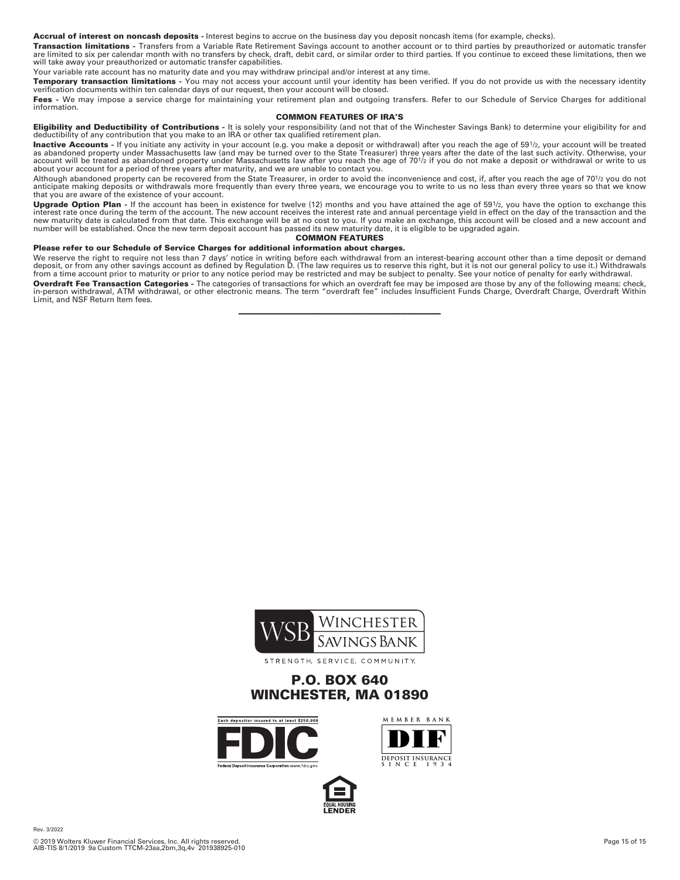**Accrual of interest on noncash deposits -** Interest begins to accrue on the business day you deposit noncash items (for example, checks).

**Transaction limitations -** Transfers from a Variable Rate Retirement Savings account to another account or to third parties by preauthorized or automatic transfer are limited to six per calendar month with no transfers by check, draft, debit card, or similar order to third parties. If you continue to exceed these limitations, then we will take away your preauthorized or automatic transfer capabilities.

Your variable rate account has no maturity date and you may withdraw principal and/or interest at any time.

**Temporary transaction limitations -** You may not access your account until your identity has been verified. If you do not provide us with the necessary identity verification documents within ten calendar days of our request, then your account will be closed.

**Fees -** We may impose a service charge for maintaining your retirement plan and outgoing transfers. Refer to our Schedule of Service Charges for additional information.

## COMMON FEATURES OF IRA'S

**Eligibility and Deductibility of Contributions -** It is solely your responsibility (and not that of the Winchester Savings Bank) to determine your eligibility for and deductibility of any contribution that you make to an IRA or other tax qualified retirement plan.

**Inactive Accounts -** If you initiate any activity in your account (e.g. you make a deposit or withdrawal) after you reach the age of 59 1/2, your account will be treated as abandoned property under Massachusetts law (and may be turned over to the State Treasurer) three years after the date of the last such activity. Otherwise, your account will be treated as abandoned property under Massachusetts law after you reach the age of 70 1/2 if you do not make a deposit or withdrawal or write to us about your account for a period of three years after maturity, and we are unable to contact you.

Although abandoned property can be recovered from the State Treasurer, in order to avoid the inconvenience and cost, if, after you reach the age of 70 1/2 you do not anticipate making deposits or withdrawals more frequently than every three years, we encourage you to write to us no less than every three years so that we know that you are aware of the existence of your account.

**Upgrade Option Plan -** If the account has been in existence for twelve (12) months and you have attained the age of 59 1/2, you have the option to exchange this interest rate once during the term of the account. The new account receives the interest rate and annual percentage yield in effect on the day of the transaction and the new maturity date is calculated from that date. This exchange will be at no cost to you. If you make an exchange, this account will be closed and a new account and number will be established. Once the new term deposit account has passed its new maturity date, it is eligible to be upgraded again.

## COMMON FEATURES

**Please refer to our Schedule of Service Charges for additional information about charges.**

We reserve the right to require not less than 7 days' notice in writing before each withdrawal from an interest-bearing account other than a time deposit or demand deposit, or from any other savings account as defined by Regulation D. (The law requires us to reserve this right, but it is not our general policy to use it.) Withdrawals from a time account prior to maturity or prior to any notice period may be restricted and may be subject to penalty. See your notice of penalty for early withdrawal.

**Overdraft Fee Transaction Categories -** The categories of transactions for which an overdraft fee may be imposed are those by any of the following means: check, in-person withdrawal, ATM withdrawal, or other electronic means. The term "overdraft fee" includes Insufficient Funds Charge, Overdraft Charge, Overdraft Within Limit, and NSF Return Item fees.

---

WSB Winchester Savings Bank

STRENGTH. SERVICE. COMMUNITY.

**P.O. BOX 640**
**WINCHESTER, MA 01890**

Each depositor insured to at least $250,000 FDIC Federal Deposit Insurance Corporation www.fdic.gov

MEMBER BANK DIF DEPOSIT INSURANCE SINCE 1934

EQUAL HOUSING LENDER

Rev. 3/2022

© 2019 Wolters Kluwer Financial Services, Inc. All rights reserved.
AIB-TIS 8/1/2019 9a Custom TTCM-23aa,2bm,3q,4v 201938925-010